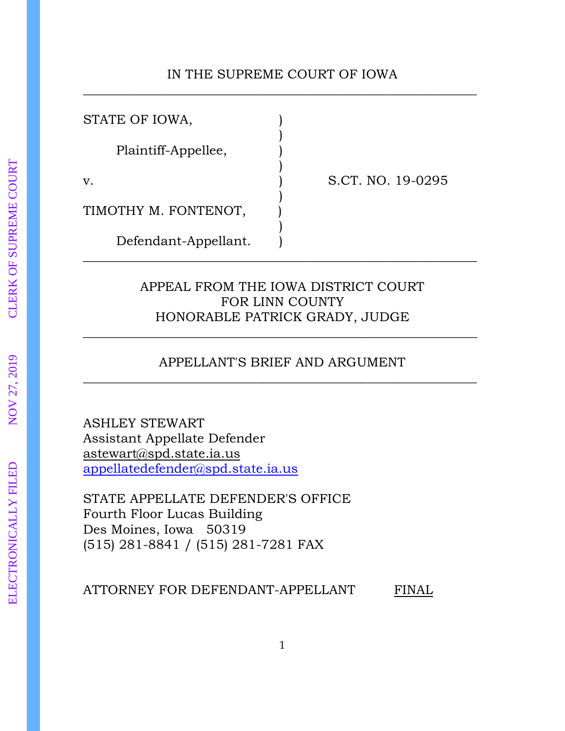IN THE SUPREME COURT OF IOWA

---

| | | |
|---|---|---|
| STATE OF IOWA, | ) | |
| | ) | |
| Plaintiff-Appellee, | ) | |
| | ) | |
| v. | ) | S.CT. NO. 19-0295 |
| | ) | |
| TIMOTHY M. FONTENOT, | ) | |
| | ) | |
| Defendant-Appellant. | ) | |

---

APPEAL FROM THE IOWA DISTRICT COURT
FOR LINN COUNTY
HONORABLE PATRICK GRADY, JUDGE

---

APPELLANT'S BRIEF AND ARGUMENT

---

ASHLEY STEWART
Assistant Appellate Defender
astewart@spd.state.ia.us
appellatedefender@spd.state.ia.us

STATE APPELLATE DEFENDER'S OFFICE
Fourth Floor Lucas Building
Des Moines, Iowa 50319
(515) 281-8841 / (515) 281-7281 FAX

ATTORNEY FOR DEFENDANT-APPELLANT FINAL

ELECTRONICALLY FILED NOV 27, 2019 CLERK OF SUPREME COURT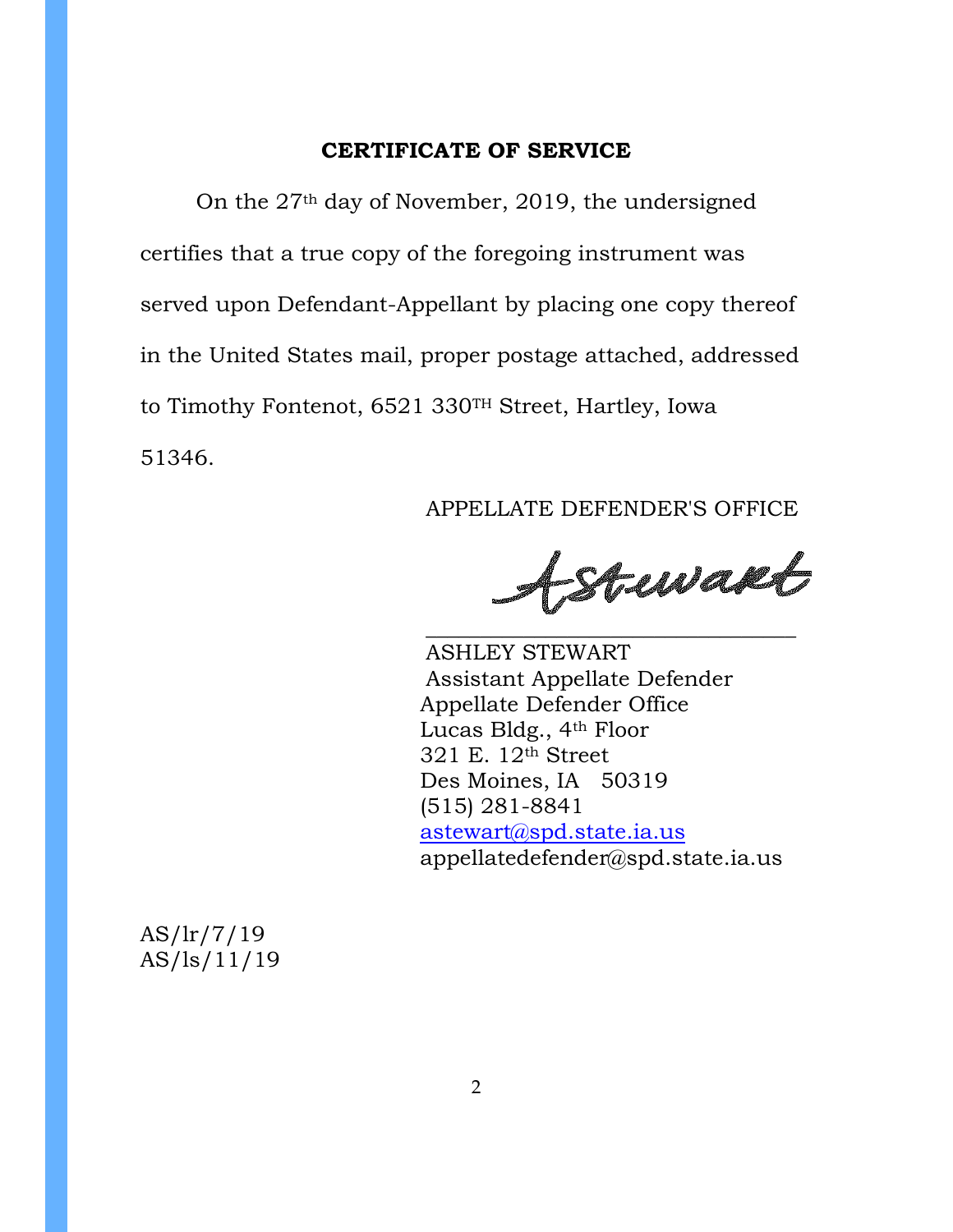## CERTIFICATE OF SERVICE

On the 27th day of November, 2019, the undersigned certifies that a true copy of the foregoing instrument was served upon Defendant-Appellant by placing one copy thereof in the United States mail, proper postage attached, addressed to Timothy Fontenot, 6521 330TH Street, Hartley, Iowa 51346.

APPELLATE DEFENDER'S OFFICE

AStewart

ASHLEY STEWART
Assistant Appellate Defender
Appellate Defender Office
Lucas Bldg., 4th Floor
321 E. 12th Street
Des Moines, IA 50319
(515) 281-8841
astewart@spd.state.ia.us
appellatedefender@spd.state.ia.us

AS/lr/7/19
AS/ls/11/19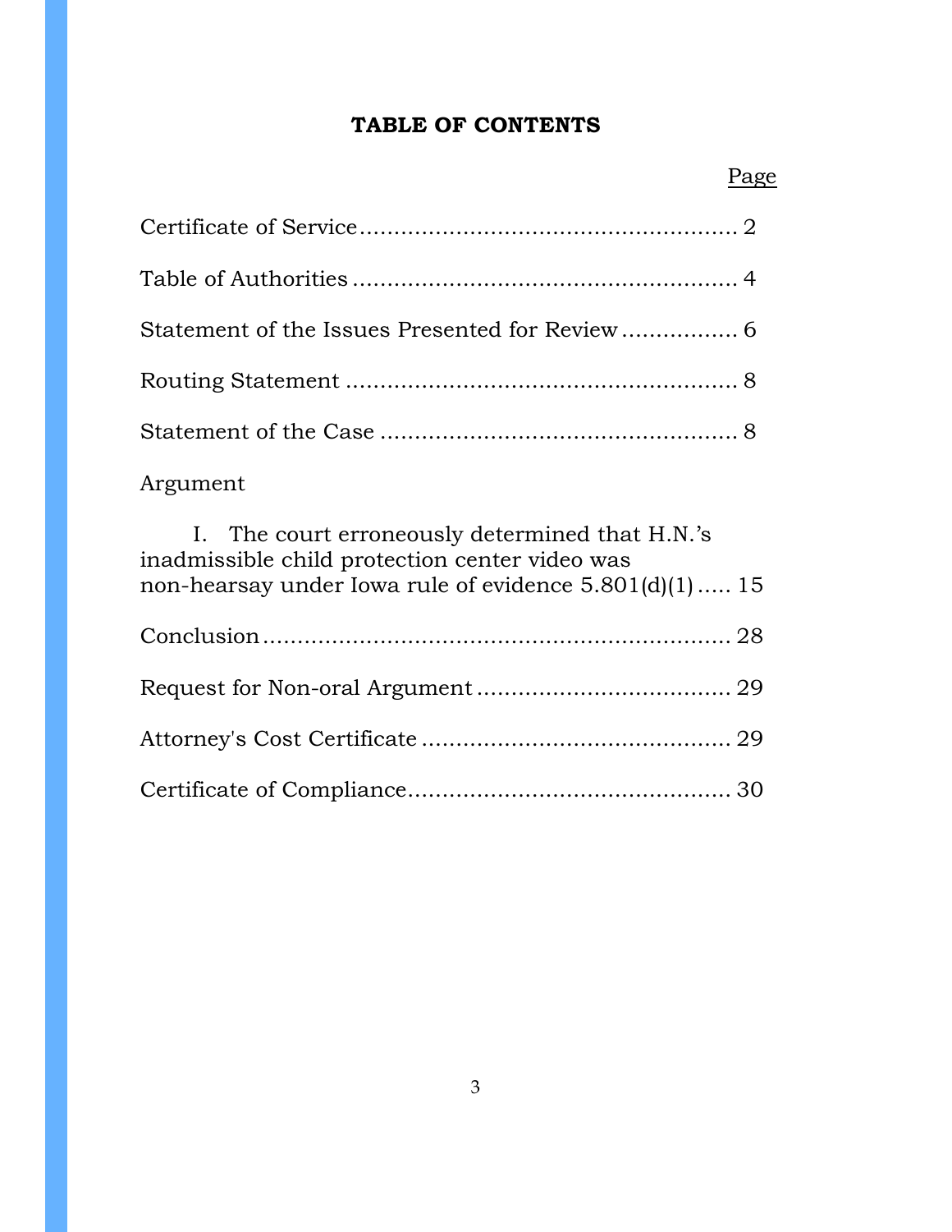## TABLE OF CONTENTS

| | Page |
|---|---|
| Certificate of Service | 2 |
| Table of Authorities | 4 |
| Statement of the Issues Presented for Review | 6 |
| Routing Statement | 8 |
| Statement of the Case | 8 |
| Argument | |
| I. The court erroneously determined that H.N.'s inadmissible child protection center video was non-hearsay under Iowa rule of evidence 5.801(d)(1) | 15 |
| Conclusion | 28 |
| Request for Non-oral Argument | 29 |
| Attorney's Cost Certificate | 29 |
| Certificate of Compliance | 30 |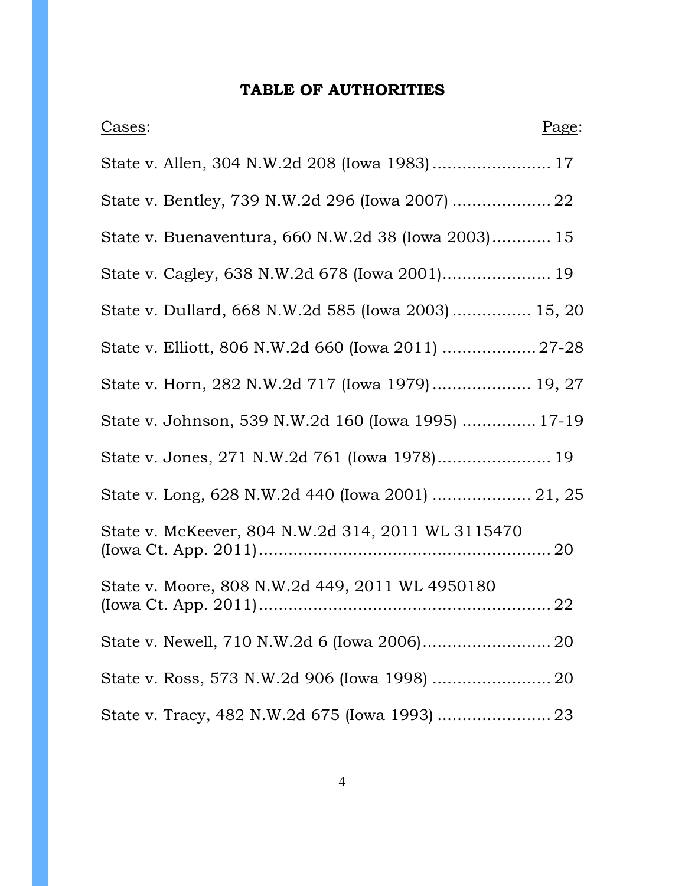## TABLE OF AUTHORITIES

| Cases: | Page: |
| --- | --- |
| State v. Allen, 304 N.W.2d 208 (Iowa 1983) | 17 |
| State v. Bentley, 739 N.W.2d 296 (Iowa 2007) | 22 |
| State v. Buenaventura, 660 N.W.2d 38 (Iowa 2003) | 15 |
| State v. Cagley, 638 N.W.2d 678 (Iowa 2001) | 19 |
| State v. Dullard, 668 N.W.2d 585 (Iowa 2003) | 15, 20 |
| State v. Elliott, 806 N.W.2d 660 (Iowa 2011) | 27-28 |
| State v. Horn, 282 N.W.2d 717 (Iowa 1979) | 19, 27 |
| State v. Johnson, 539 N.W.2d 160 (Iowa 1995) | 17-19 |
| State v. Jones, 271 N.W.2d 761 (Iowa 1978) | 19 |
| State v. Long, 628 N.W.2d 440 (Iowa 2001) | 21, 25 |
| State v. McKeever, 804 N.W.2d 314, 2011 WL 3115470 (Iowa Ct. App. 2011) | 20 |
| State v. Moore, 808 N.W.2d 449, 2011 WL 4950180 (Iowa Ct. App. 2011) | 22 |
| State v. Newell, 710 N.W.2d 6 (Iowa 2006) | 20 |
| State v. Ross, 573 N.W.2d 906 (Iowa 1998) | 20 |
| State v. Tracy, 482 N.W.2d 675 (Iowa 1993) | 23 |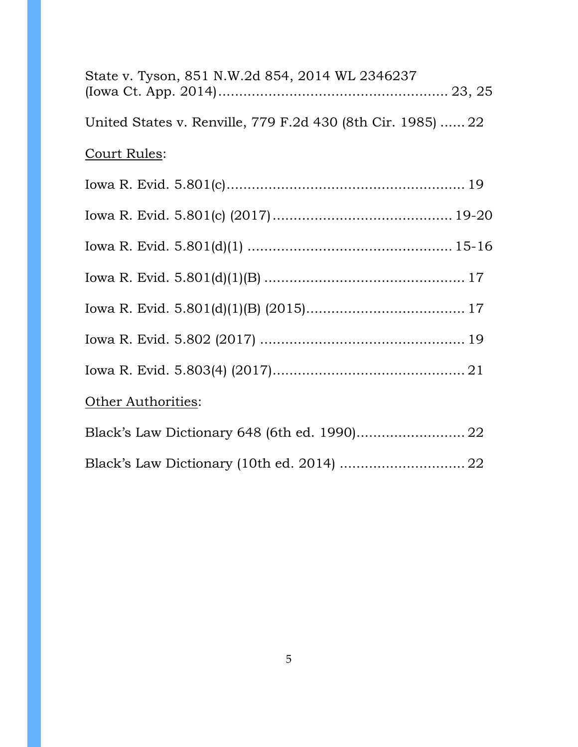State v. Tyson, 851 N.W.2d 854, 2014 WL 2346237 (Iowa Ct. App. 2014)....................................................... 23, 25

United States v. Renville, 779 F.2d 430 (8th Cir. 1985) ...... 22

<u>Court Rules</u>:

Iowa R. Evid. 5.801(c)........................................................ 19

Iowa R. Evid. 5.801(c) (2017)........................................... 19-20

Iowa R. Evid. 5.801(d)(1) ................................................ 15-16

Iowa R. Evid. 5.801(d)(1)(B) ................................................ 17

Iowa R. Evid. 5.801(d)(1)(B) (2015)...................................... 17

Iowa R. Evid. 5.802 (2017) ................................................. 19

Iowa R. Evid. 5.803(4) (2017).............................................. 21

<u>Other Authorities</u>:

Black's Law Dictionary 648 (6th ed. 1990).......................... 22

Black's Law Dictionary (10th ed. 2014) .............................. 22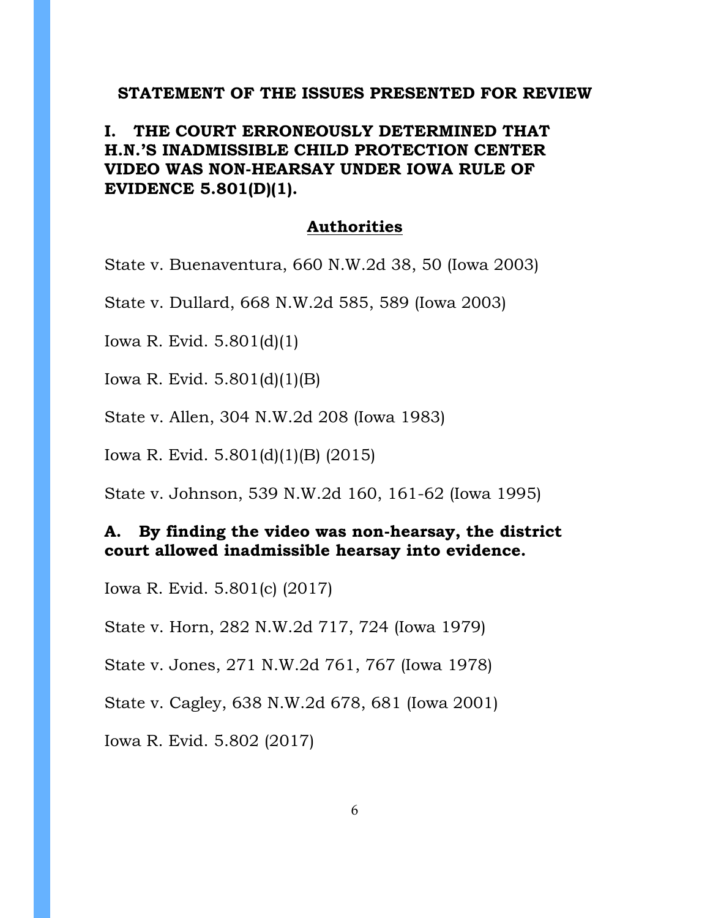## STATEMENT OF THE ISSUES PRESENTED FOR REVIEW

### I. THE COURT ERRONEOUSLY DETERMINED THAT H.N.'S INADMISSIBLE CHILD PROTECTION CENTER VIDEO WAS NON-HEARSAY UNDER IOWA RULE OF EVIDENCE 5.801(D)(1).

**Authorities**

State v. Buenaventura, 660 N.W.2d 38, 50 (Iowa 2003)

State v. Dullard, 668 N.W.2d 585, 589 (Iowa 2003)

Iowa R. Evid. 5.801(d)(1)

Iowa R. Evid. 5.801(d)(1)(B)

State v. Allen, 304 N.W.2d 208 (Iowa 1983)

Iowa R. Evid. 5.801(d)(1)(B) (2015)

State v. Johnson, 539 N.W.2d 160, 161-62 (Iowa 1995)

### A. By finding the video was non-hearsay, the district court allowed inadmissible hearsay into evidence.

Iowa R. Evid. 5.801(c) (2017)

State v. Horn, 282 N.W.2d 717, 724 (Iowa 1979)

State v. Jones, 271 N.W.2d 761, 767 (Iowa 1978)

State v. Cagley, 638 N.W.2d 678, 681 (Iowa 2001)

Iowa R. Evid. 5.802 (2017)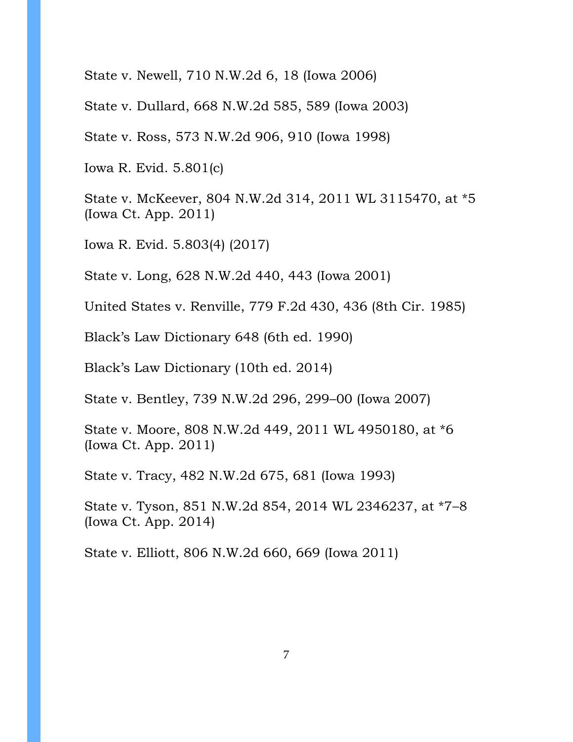State v. Newell, 710 N.W.2d 6, 18 (Iowa 2006)

State v. Dullard, 668 N.W.2d 585, 589 (Iowa 2003)

State v. Ross, 573 N.W.2d 906, 910 (Iowa 1998)

Iowa R. Evid. 5.801(c)

State v. McKeever, 804 N.W.2d 314, 2011 WL 3115470, at *5 (Iowa Ct. App. 2011)

Iowa R. Evid. 5.803(4) (2017)

State v. Long, 628 N.W.2d 440, 443 (Iowa 2001)

United States v. Renville, 779 F.2d 430, 436 (8th Cir. 1985)

Black's Law Dictionary 648 (6th ed. 1990)

Black's Law Dictionary (10th ed. 2014)

State v. Bentley, 739 N.W.2d 296, 299–00 (Iowa 2007)

State v. Moore, 808 N.W.2d 449, 2011 WL 4950180, at *6 (Iowa Ct. App. 2011)

State v. Tracy, 482 N.W.2d 675, 681 (Iowa 1993)

State v. Tyson, 851 N.W.2d 854, 2014 WL 2346237, at *7–8 (Iowa Ct. App. 2014)

State v. Elliott, 806 N.W.2d 660, 669 (Iowa 2011)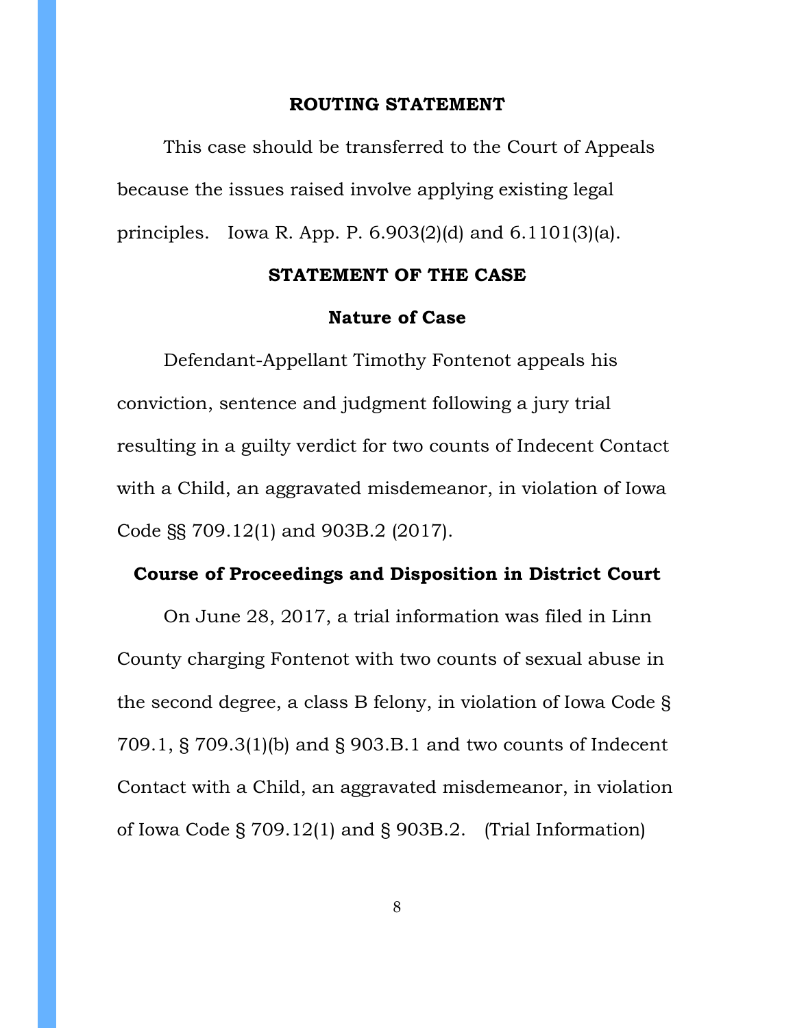## ROUTING STATEMENT

This case should be transferred to the Court of Appeals because the issues raised involve applying existing legal principles. Iowa R. App. P. 6.903(2)(d) and 6.1101(3)(a).

## STATEMENT OF THE CASE

### Nature of Case

Defendant-Appellant Timothy Fontenot appeals his conviction, sentence and judgment following a jury trial resulting in a guilty verdict for two counts of Indecent Contact with a Child, an aggravated misdemeanor, in violation of Iowa Code §§ 709.12(1) and 903B.2 (2017).

### Course of Proceedings and Disposition in District Court

On June 28, 2017, a trial information was filed in Linn County charging Fontenot with two counts of sexual abuse in the second degree, a class B felony, in violation of Iowa Code § 709.1, § 709.3(1)(b) and § 903.B.1 and two counts of Indecent Contact with a Child, an aggravated misdemeanor, in violation of Iowa Code § 709.12(1) and § 903B.2. (Trial Information)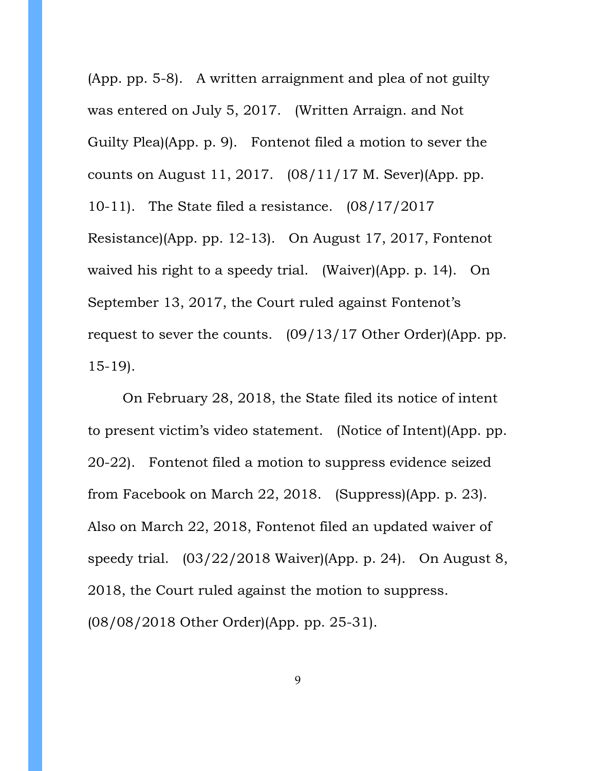(App. pp. 5-8). A written arraignment and plea of not guilty was entered on July 5, 2017. (Written Arraign. and Not Guilty Plea)(App. p. 9). Fontenot filed a motion to sever the counts on August 11, 2017. (08/11/17 M. Sever)(App. pp. 10-11). The State filed a resistance. (08/17/2017 Resistance)(App. pp. 12-13). On August 17, 2017, Fontenot waived his right to a speedy trial. (Waiver)(App. p. 14). On September 13, 2017, the Court ruled against Fontenot's request to sever the counts. (09/13/17 Other Order)(App. pp. 15-19).

On February 28, 2018, the State filed its notice of intent to present victim's video statement. (Notice of Intent)(App. pp. 20-22). Fontenot filed a motion to suppress evidence seized from Facebook on March 22, 2018. (Suppress)(App. p. 23). Also on March 22, 2018, Fontenot filed an updated waiver of speedy trial. (03/22/2018 Waiver)(App. p. 24). On August 8, 2018, the Court ruled against the motion to suppress. (08/08/2018 Other Order)(App. pp. 25-31).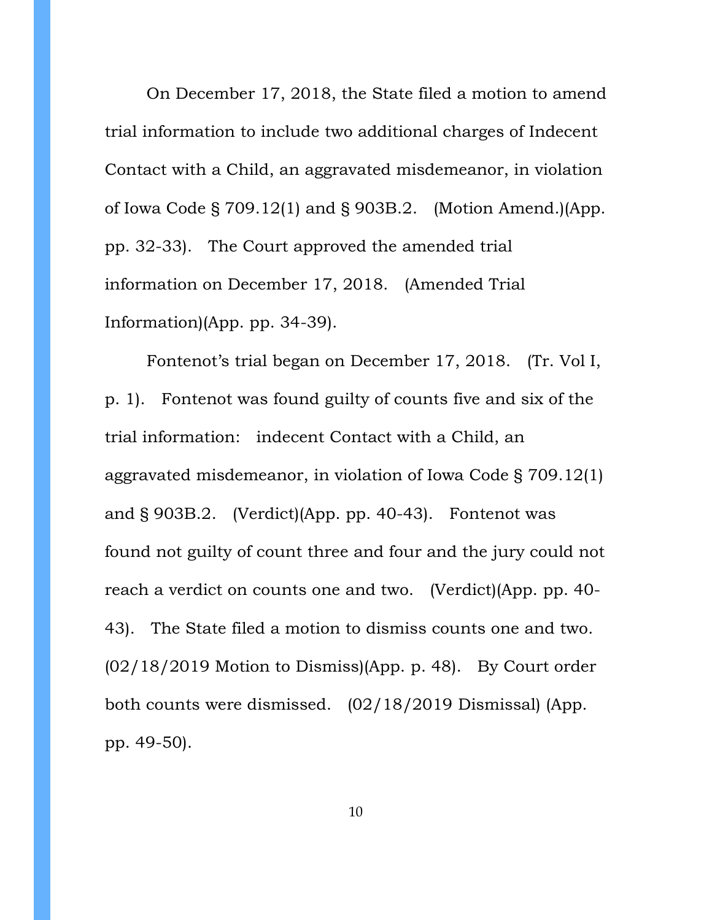On December 17, 2018, the State filed a motion to amend trial information to include two additional charges of Indecent Contact with a Child, an aggravated misdemeanor, in violation of Iowa Code § 709.12(1) and § 903B.2. (Motion Amend.)(App. pp. 32-33). The Court approved the amended trial information on December 17, 2018. (Amended Trial Information)(App. pp. 34-39).

Fontenot's trial began on December 17, 2018. (Tr. Vol I, p. 1). Fontenot was found guilty of counts five and six of the trial information: indecent Contact with a Child, an aggravated misdemeanor, in violation of Iowa Code § 709.12(1) and § 903B.2. (Verdict)(App. pp. 40-43). Fontenot was found not guilty of count three and four and the jury could not reach a verdict on counts one and two. (Verdict)(App. pp. 40-43). The State filed a motion to dismiss counts one and two. (02/18/2019 Motion to Dismiss)(App. p. 48). By Court order both counts were dismissed. (02/18/2019 Dismissal) (App. pp. 49-50).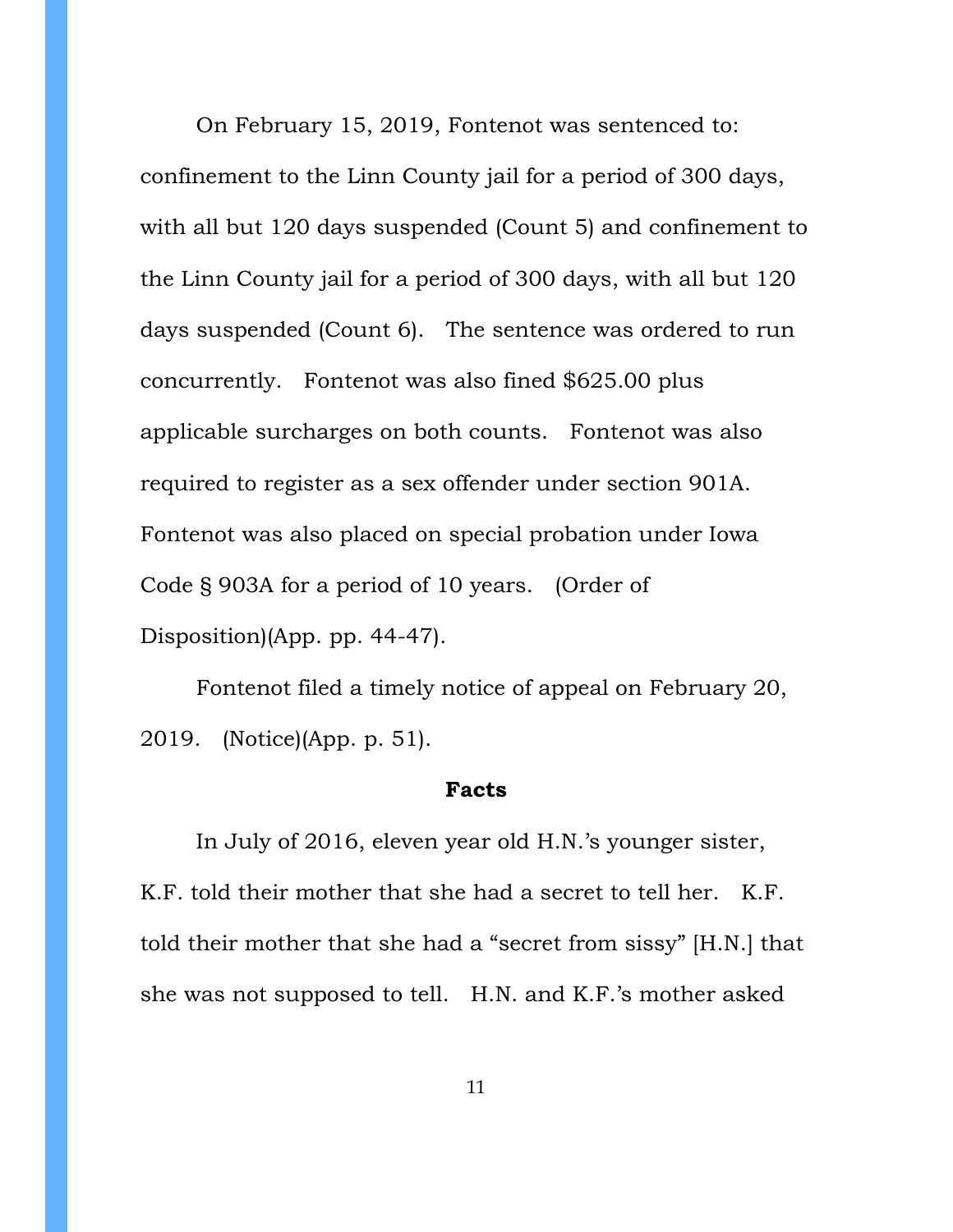On February 15, 2019, Fontenot was sentenced to: confinement to the Linn County jail for a period of 300 days, with all but 120 days suspended (Count 5) and confinement to the Linn County jail for a period of 300 days, with all but 120 days suspended (Count 6). The sentence was ordered to run concurrently. Fontenot was also fined $625.00 plus applicable surcharges on both counts. Fontenot was also required to register as a sex offender under section 901A. Fontenot was also placed on special probation under Iowa Code § 903A for a period of 10 years. (Order of Disposition)(App. pp. 44-47).

Fontenot filed a timely notice of appeal on February 20, 2019. (Notice)(App. p. 51).

## Facts

In July of 2016, eleven year old H.N.'s younger sister, K.F. told their mother that she had a secret to tell her. K.F. told their mother that she had a "secret from sissy" [H.N.] that she was not supposed to tell. H.N. and K.F.'s mother asked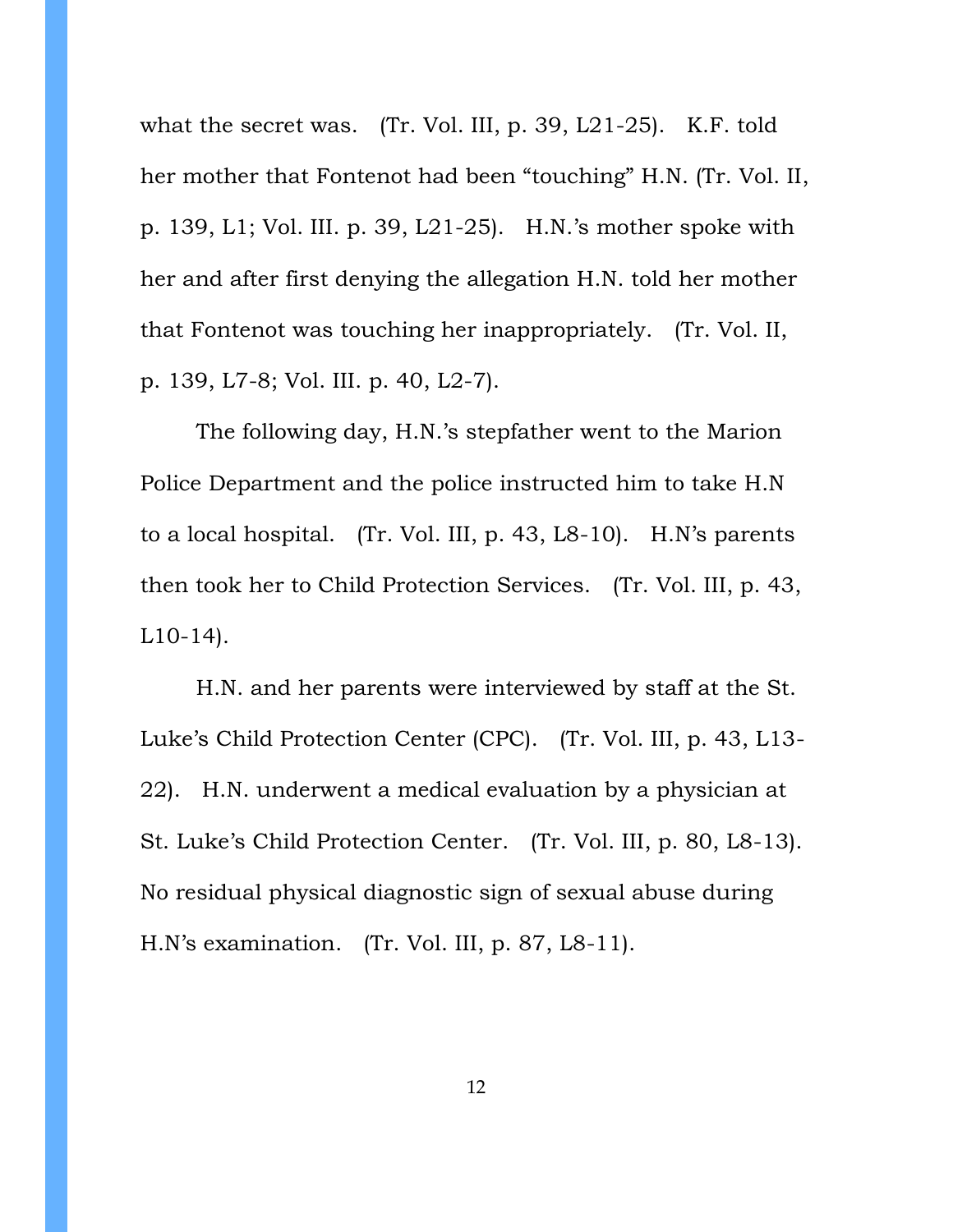what the secret was. (Tr. Vol. III, p. 39, L21-25). K.F. told her mother that Fontenot had been "touching" H.N. (Tr. Vol. II, p. 139, L1; Vol. III. p. 39, L21-25). H.N.'s mother spoke with her and after first denying the allegation H.N. told her mother that Fontenot was touching her inappropriately. (Tr. Vol. II, p. 139, L7-8; Vol. III. p. 40, L2-7).

The following day, H.N.'s stepfather went to the Marion Police Department and the police instructed him to take H.N to a local hospital. (Tr. Vol. III, p. 43, L8-10). H.N's parents then took her to Child Protection Services. (Tr. Vol. III, p. 43, L10-14).

H.N. and her parents were interviewed by staff at the St. Luke's Child Protection Center (CPC). (Tr. Vol. III, p. 43, L13-22). H.N. underwent a medical evaluation by a physician at St. Luke's Child Protection Center. (Tr. Vol. III, p. 80, L8-13). No residual physical diagnostic sign of sexual abuse during H.N's examination. (Tr. Vol. III, p. 87, L8-11).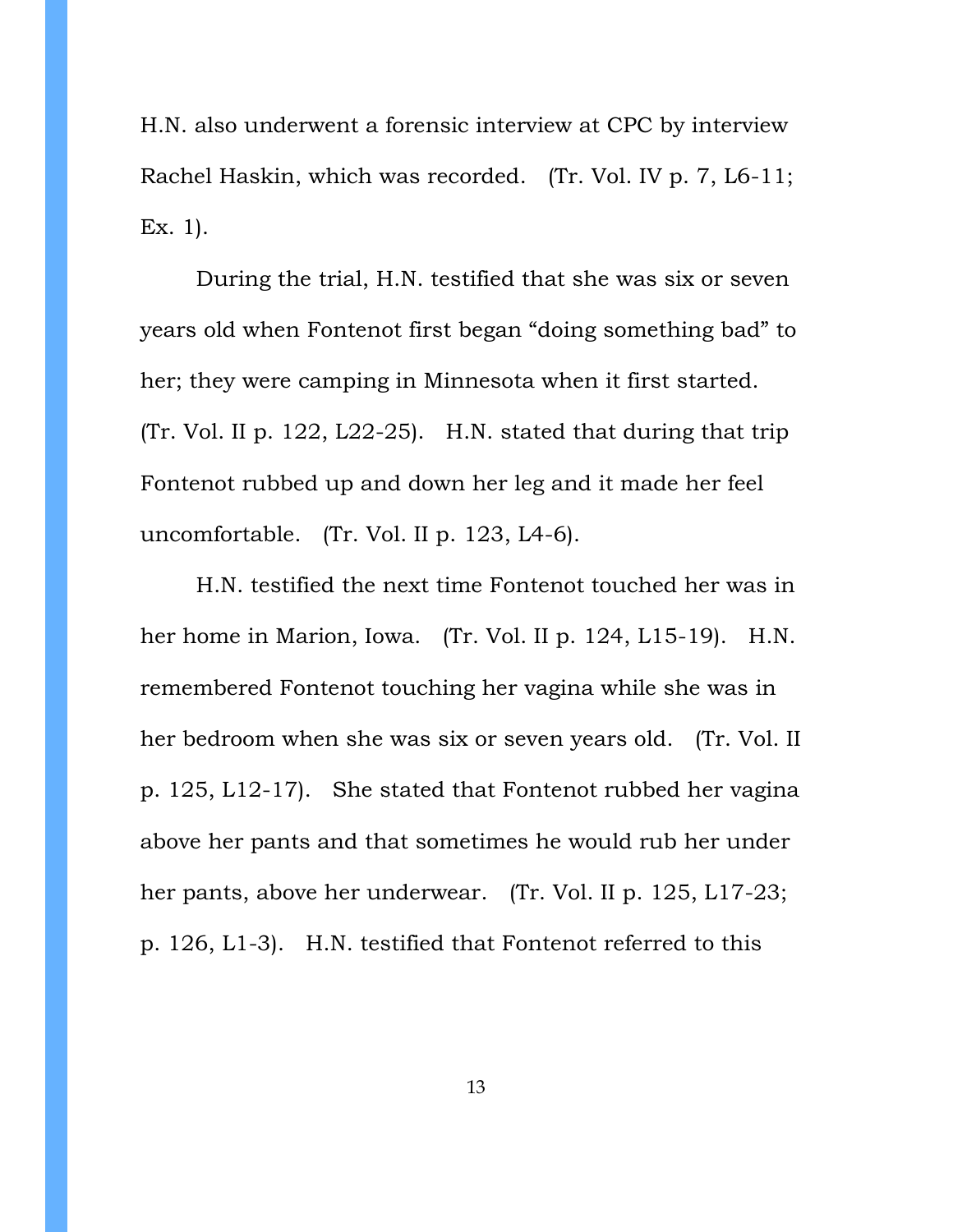H.N. also underwent a forensic interview at CPC by interview Rachel Haskin, which was recorded. (Tr. Vol. IV p. 7, L6-11; Ex. 1).

During the trial, H.N. testified that she was six or seven years old when Fontenot first began "doing something bad" to her; they were camping in Minnesota when it first started. (Tr. Vol. II p. 122, L22-25). H.N. stated that during that trip Fontenot rubbed up and down her leg and it made her feel uncomfortable. (Tr. Vol. II p. 123, L4-6).

H.N. testified the next time Fontenot touched her was in her home in Marion, Iowa. (Tr. Vol. II p. 124, L15-19). H.N. remembered Fontenot touching her vagina while she was in her bedroom when she was six or seven years old. (Tr. Vol. II p. 125, L12-17). She stated that Fontenot rubbed her vagina above her pants and that sometimes he would rub her under her pants, above her underwear. (Tr. Vol. II p. 125, L17-23; p. 126, L1-3). H.N. testified that Fontenot referred to this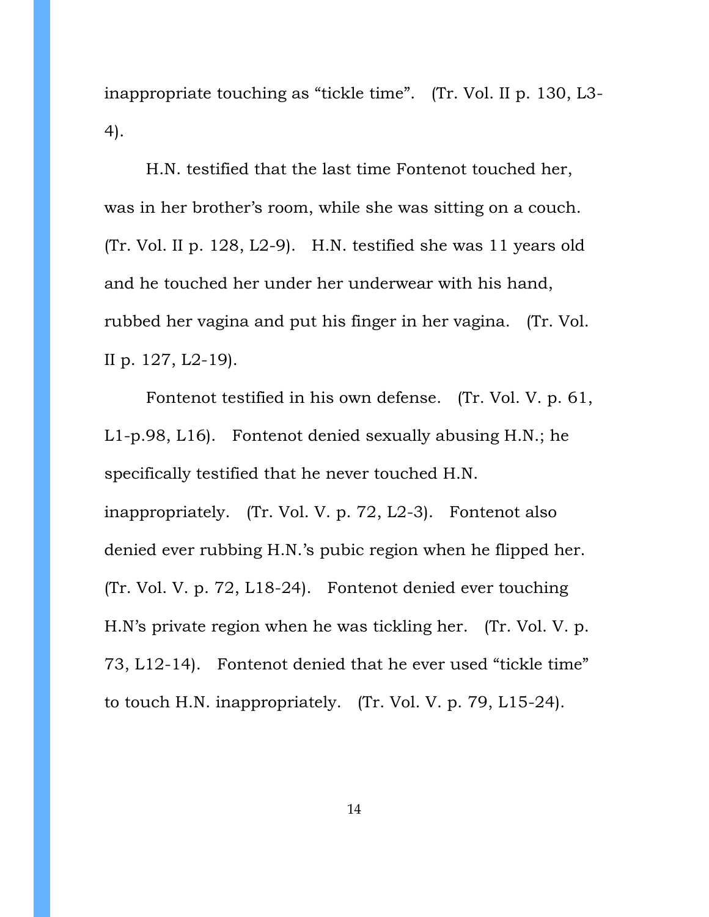inappropriate touching as "tickle time". (Tr. Vol. II p. 130, L3-4).

H.N. testified that the last time Fontenot touched her, was in her brother's room, while she was sitting on a couch. (Tr. Vol. II p. 128, L2-9). H.N. testified she was 11 years old and he touched her under her underwear with his hand, rubbed her vagina and put his finger in her vagina. (Tr. Vol. II p. 127, L2-19).

Fontenot testified in his own defense. (Tr. Vol. V. p. 61, L1-p.98, L16). Fontenot denied sexually abusing H.N.; he specifically testified that he never touched H.N. inappropriately. (Tr. Vol. V. p. 72, L2-3). Fontenot also denied ever rubbing H.N.'s pubic region when he flipped her. (Tr. Vol. V. p. 72, L18-24). Fontenot denied ever touching H.N's private region when he was tickling her. (Tr. Vol. V. p. 73, L12-14). Fontenot denied that he ever used "tickle time" to touch H.N. inappropriately. (Tr. Vol. V. p. 79, L15-24).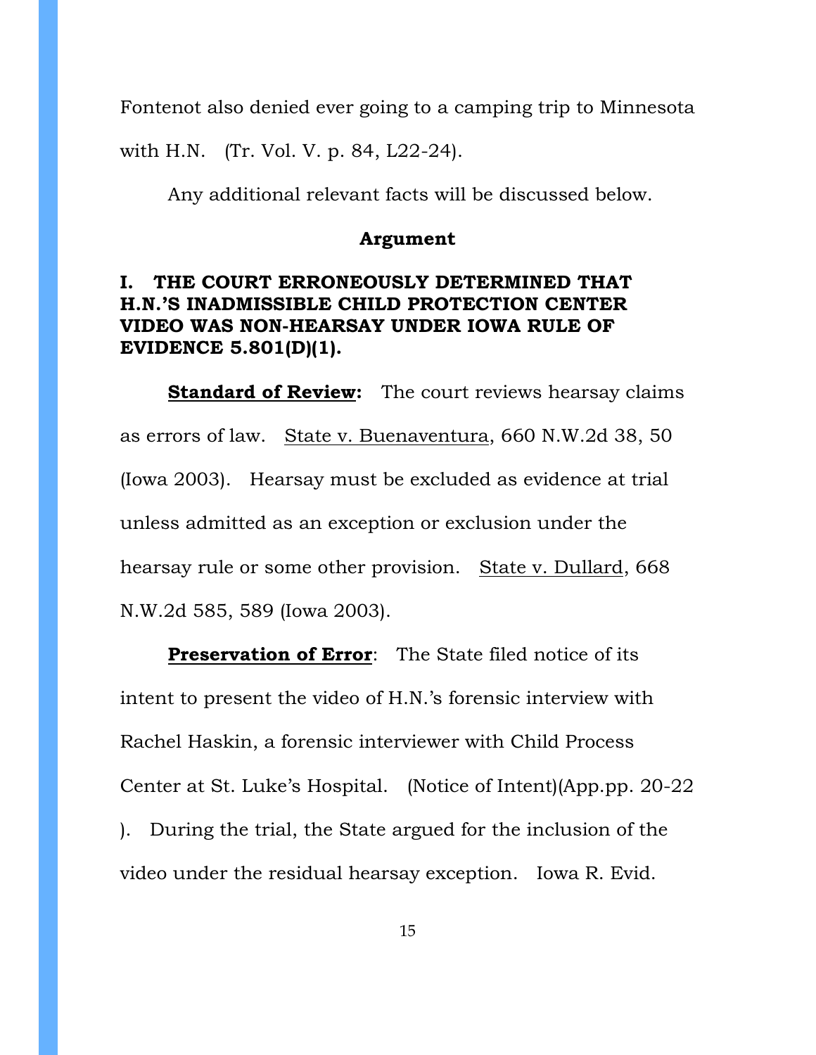Fontenot also denied ever going to a camping trip to Minnesota with H.N. (Tr. Vol. V. p. 84, L22-24).

Any additional relevant facts will be discussed below.

## Argument

### I. THE COURT ERRONEOUSLY DETERMINED THAT H.N.'S INADMISSIBLE CHILD PROTECTION CENTER VIDEO WAS NON-HEARSAY UNDER IOWA RULE OF EVIDENCE 5.801(D)(1).

**Standard of Review:** The court reviews hearsay claims as errors of law. State v. Buenaventura, 660 N.W.2d 38, 50 (Iowa 2003). Hearsay must be excluded as evidence at trial unless admitted as an exception or exclusion under the hearsay rule or some other provision. State v. Dullard, 668 N.W.2d 585, 589 (Iowa 2003).

**Preservation of Error**: The State filed notice of its intent to present the video of H.N.'s forensic interview with Rachel Haskin, a forensic interviewer with Child Process Center at St. Luke's Hospital. (Notice of Intent)(App.pp. 20-22 ). During the trial, the State argued for the inclusion of the video under the residual hearsay exception. Iowa R. Evid.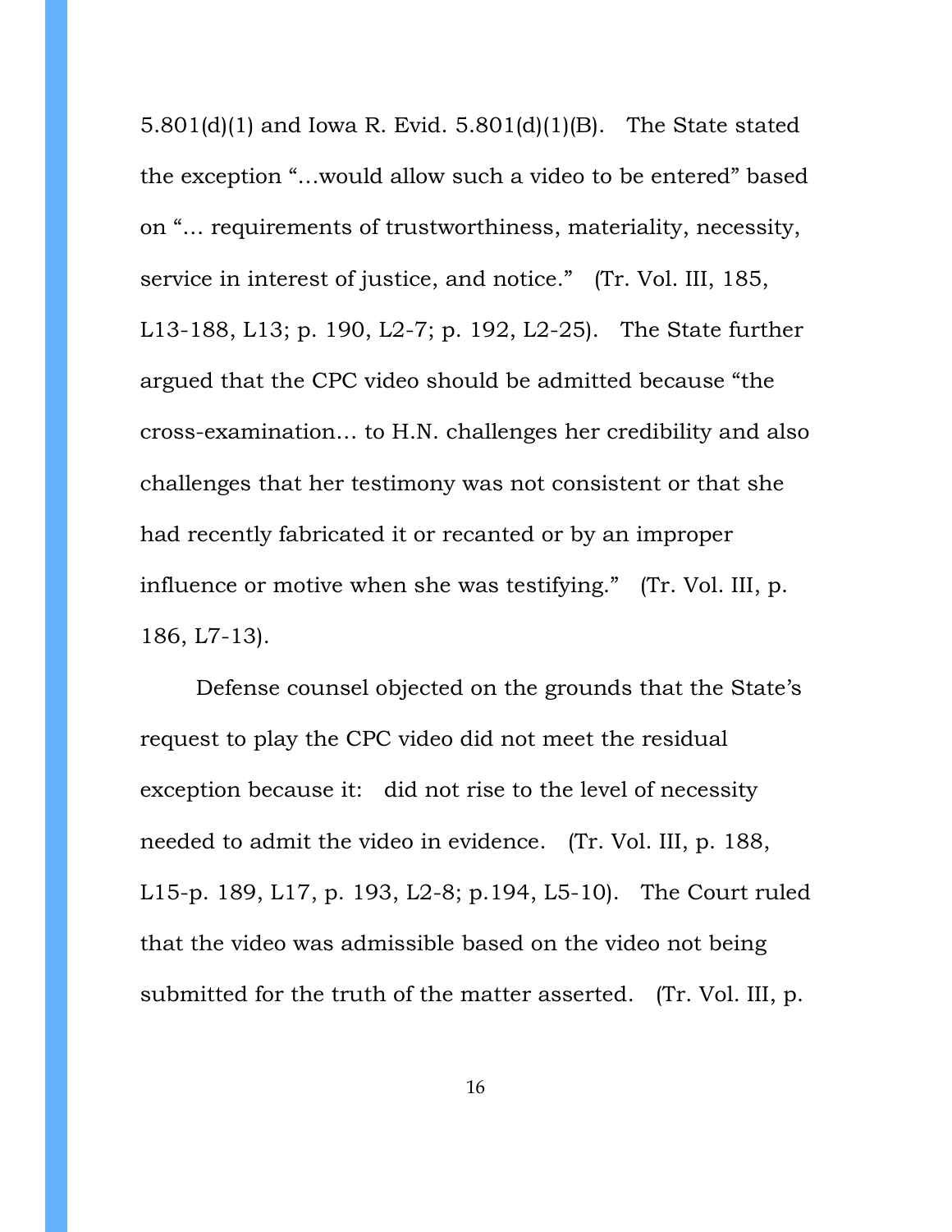5.801(d)(1) and Iowa R. Evid. 5.801(d)(1)(B). The State stated the exception "…would allow such a video to be entered" based on "… requirements of trustworthiness, materiality, necessity, service in interest of justice, and notice." (Tr. Vol. III, 185, L13-188, L13; p. 190, L2-7; p. 192, L2-25). The State further argued that the CPC video should be admitted because "the cross-examination… to H.N. challenges her credibility and also challenges that her testimony was not consistent or that she had recently fabricated it or recanted or by an improper influence or motive when she was testifying." (Tr. Vol. III, p. 186, L7-13).

Defense counsel objected on the grounds that the State's request to play the CPC video did not meet the residual exception because it: did not rise to the level of necessity needed to admit the video in evidence. (Tr. Vol. III, p. 188, L15-p. 189, L17, p. 193, L2-8; p.194, L5-10). The Court ruled that the video was admissible based on the video not being submitted for the truth of the matter asserted. (Tr. Vol. III, p.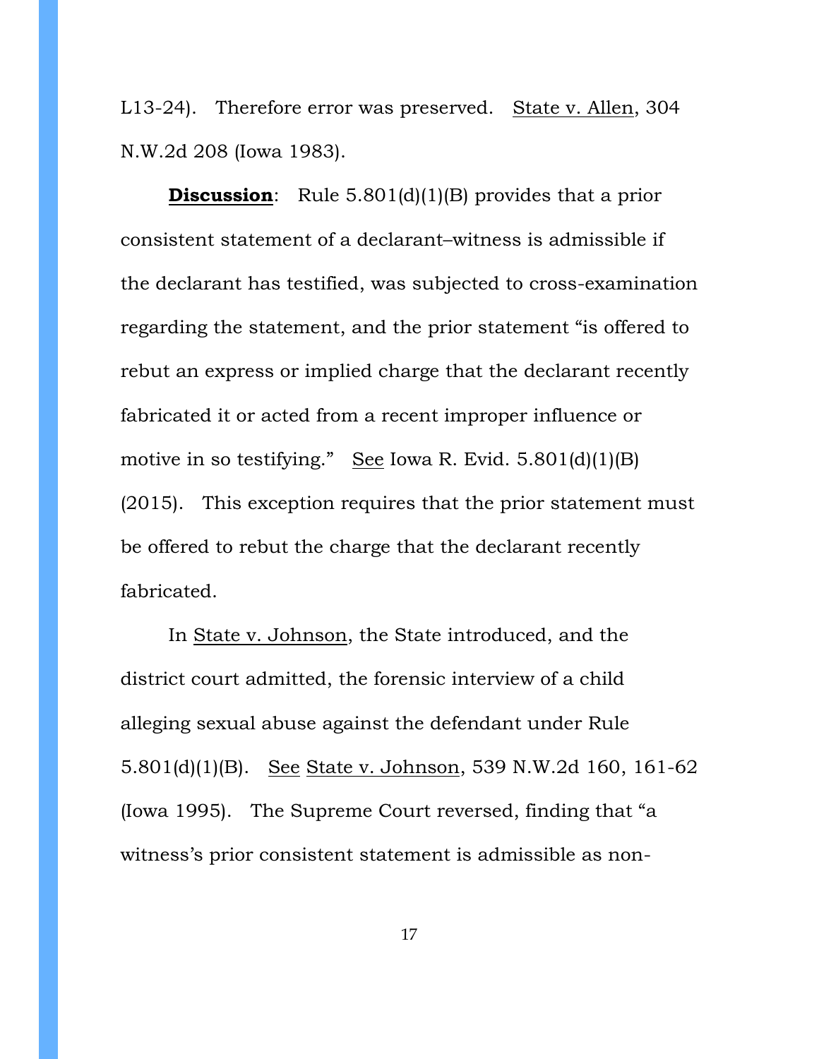L13-24). Therefore error was preserved. State v. Allen, 304 N.W.2d 208 (Iowa 1983).

**Discussion**: Rule 5.801(d)(1)(B) provides that a prior consistent statement of a declarant–witness is admissible if the declarant has testified, was subjected to cross-examination regarding the statement, and the prior statement "is offered to rebut an express or implied charge that the declarant recently fabricated it or acted from a recent improper influence or motive in so testifying." See Iowa R. Evid. 5.801(d)(1)(B) (2015). This exception requires that the prior statement must be offered to rebut the charge that the declarant recently fabricated.

In State v. Johnson, the State introduced, and the district court admitted, the forensic interview of a child alleging sexual abuse against the defendant under Rule 5.801(d)(1)(B). See State v. Johnson, 539 N.W.2d 160, 161-62 (Iowa 1995). The Supreme Court reversed, finding that "a witness's prior consistent statement is admissible as non-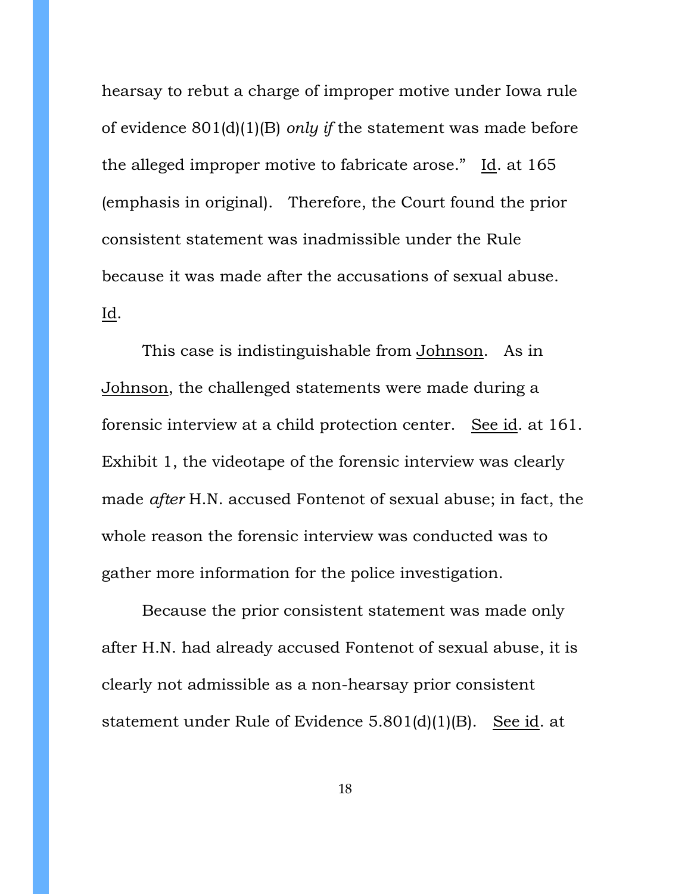hearsay to rebut a charge of improper motive under Iowa rule of evidence 801(d)(1)(B) *only if* the statement was made before the alleged improper motive to fabricate arose." Id. at 165 (emphasis in original). Therefore, the Court found the prior consistent statement was inadmissible under the Rule because it was made after the accusations of sexual abuse. Id.

This case is indistinguishable from Johnson. As in Johnson, the challenged statements were made during a forensic interview at a child protection center. See id. at 161. Exhibit 1, the videotape of the forensic interview was clearly made *after* H.N. accused Fontenot of sexual abuse; in fact, the whole reason the forensic interview was conducted was to gather more information for the police investigation.

Because the prior consistent statement was made only after H.N. had already accused Fontenot of sexual abuse, it is clearly not admissible as a non-hearsay prior consistent statement under Rule of Evidence 5.801(d)(1)(B). See id. at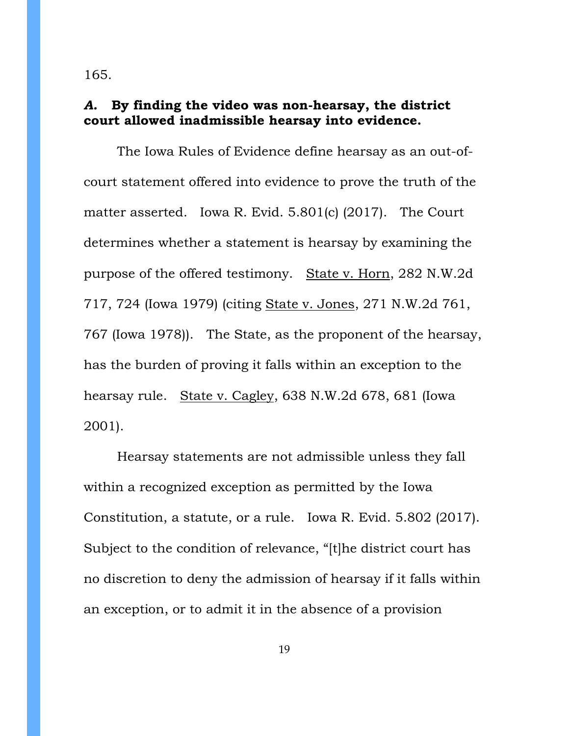165.

### *A.* **By finding the video was non-hearsay, the district court allowed inadmissible hearsay into evidence.**

The Iowa Rules of Evidence define hearsay as an out-of-court statement offered into evidence to prove the truth of the matter asserted. Iowa R. Evid. 5.801(c) (2017). The Court determines whether a statement is hearsay by examining the purpose of the offered testimony. State v. Horn, 282 N.W.2d 717, 724 (Iowa 1979) (citing State v. Jones, 271 N.W.2d 761, 767 (Iowa 1978)). The State, as the proponent of the hearsay, has the burden of proving it falls within an exception to the hearsay rule. State v. Cagley, 638 N.W.2d 678, 681 (Iowa 2001).

Hearsay statements are not admissible unless they fall within a recognized exception as permitted by the Iowa Constitution, a statute, or a rule. Iowa R. Evid. 5.802 (2017). Subject to the condition of relevance, "[t]he district court has no discretion to deny the admission of hearsay if it falls within an exception, or to admit it in the absence of a provision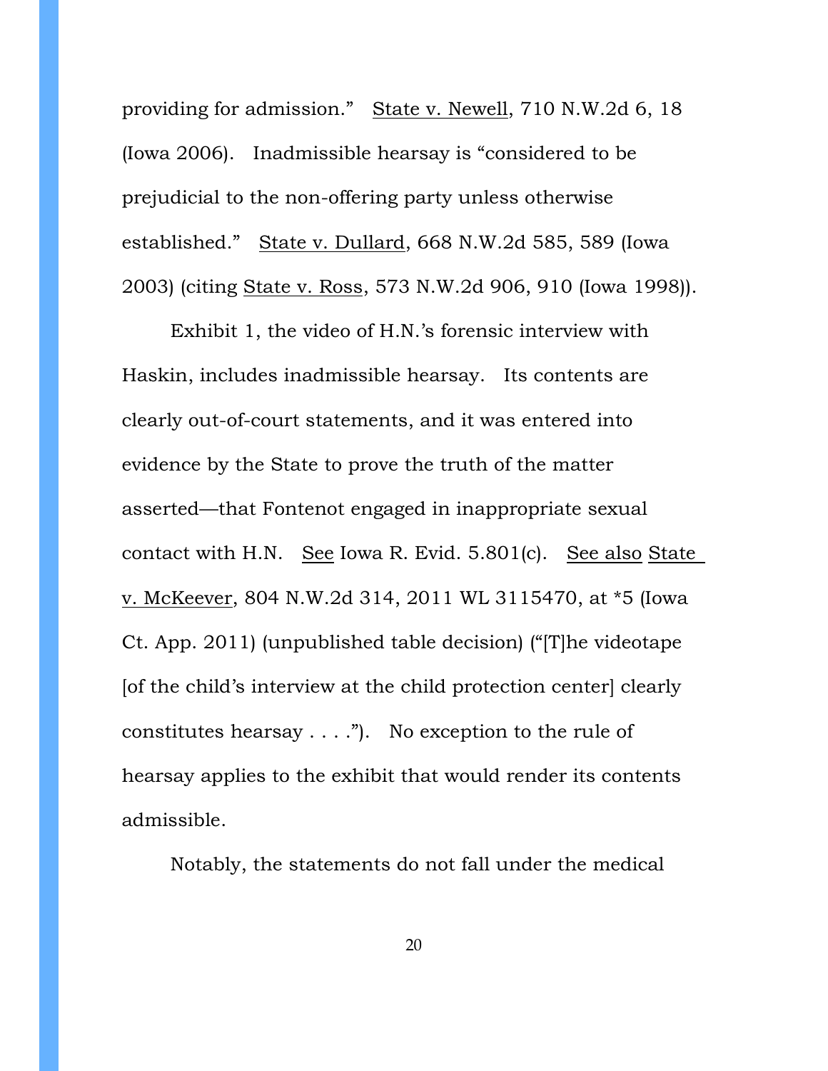providing for admission." State v. Newell, 710 N.W.2d 6, 18 (Iowa 2006). Inadmissible hearsay is "considered to be prejudicial to the non-offering party unless otherwise established." State v. Dullard, 668 N.W.2d 585, 589 (Iowa 2003) (citing State v. Ross, 573 N.W.2d 906, 910 (Iowa 1998)).

Exhibit 1, the video of H.N.'s forensic interview with Haskin, includes inadmissible hearsay. Its contents are clearly out-of-court statements, and it was entered into evidence by the State to prove the truth of the matter asserted—that Fontenot engaged in inappropriate sexual contact with H.N. See Iowa R. Evid. 5.801(c). See also State v. McKeever, 804 N.W.2d 314, 2011 WL 3115470, at *5 (Iowa Ct. App. 2011) (unpublished table decision) ("[T]he videotape [of the child's interview at the child protection center] clearly constitutes hearsay . . . ."). No exception to the rule of hearsay applies to the exhibit that would render its contents admissible.

Notably, the statements do not fall under the medical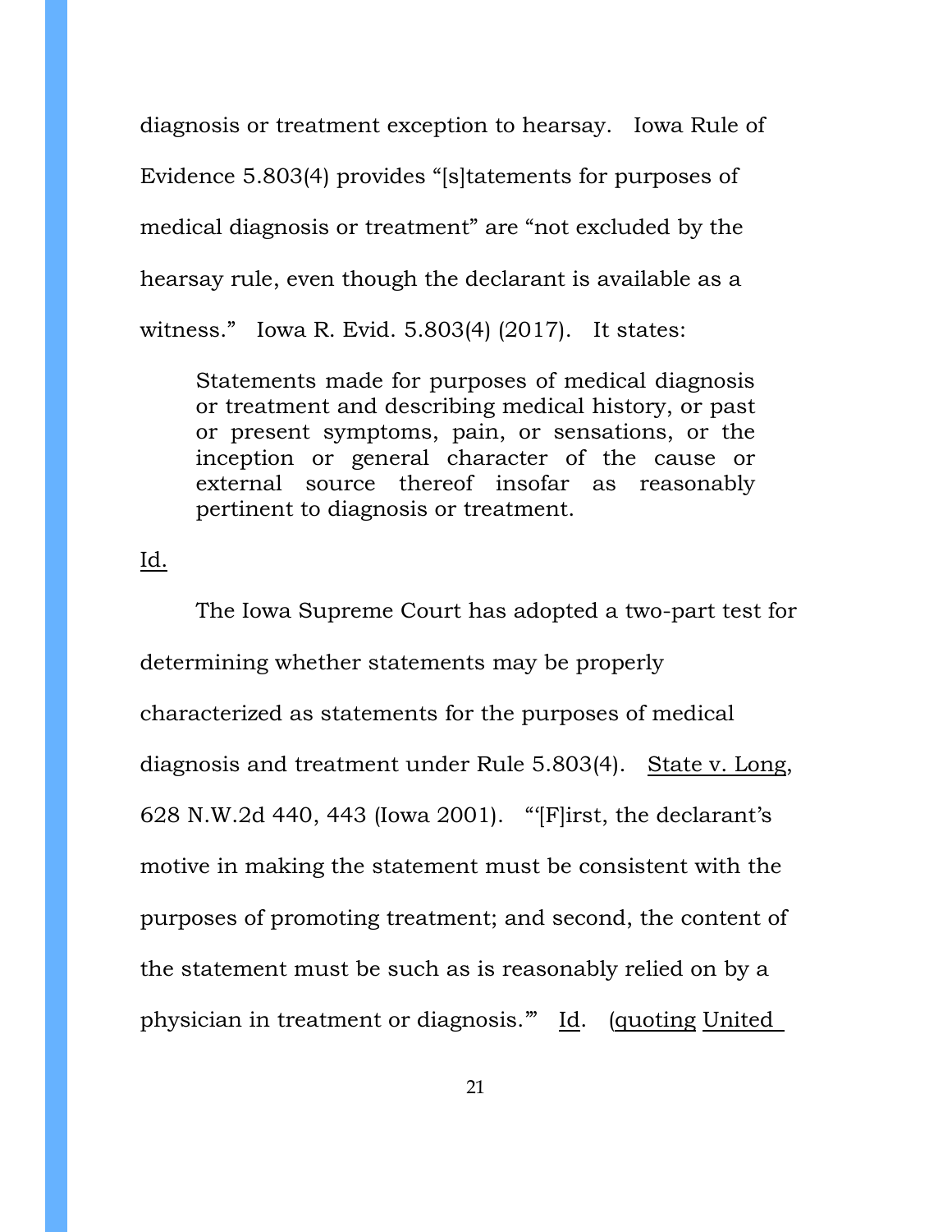diagnosis or treatment exception to hearsay. Iowa Rule of Evidence 5.803(4) provides "[s]tatements for purposes of medical diagnosis or treatment" are "not excluded by the hearsay rule, even though the declarant is available as a witness." Iowa R. Evid. 5.803(4) (2017). It states:

> Statements made for purposes of medical diagnosis or treatment and describing medical history, or past or present symptoms, pain, or sensations, or the inception or general character of the cause or external source thereof insofar as reasonably pertinent to diagnosis or treatment.

Id.

The Iowa Supreme Court has adopted a two-part test for determining whether statements may be properly characterized as statements for the purposes of medical diagnosis and treatment under Rule 5.803(4). State v. Long, 628 N.W.2d 440, 443 (Iowa 2001). "'[F]irst, the declarant's motive in making the statement must be consistent with the purposes of promoting treatment; and second, the content of the statement must be such as is reasonably relied on by a physician in treatment or diagnosis.'" Id. (quoting United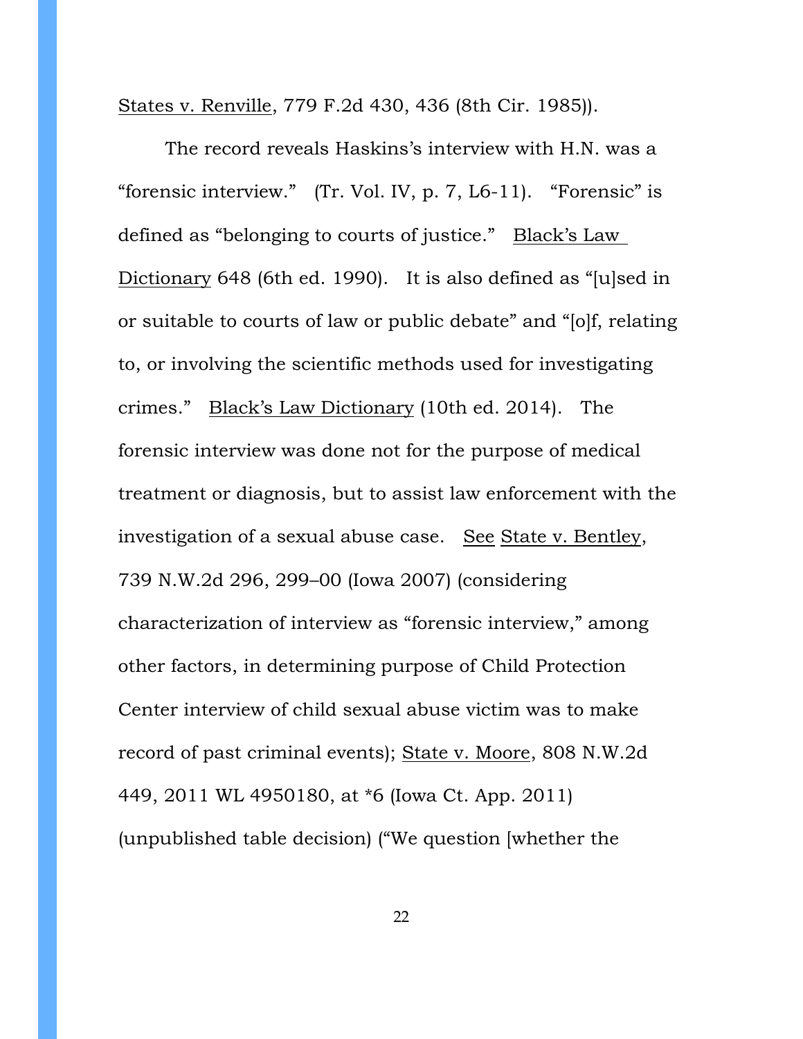States v. Renville, 779 F.2d 430, 436 (8th Cir. 1985)).

The record reveals Haskins's interview with H.N. was a "forensic interview." (Tr. Vol. IV, p. 7, L6-11). "Forensic" is defined as "belonging to courts of justice." Black's Law Dictionary 648 (6th ed. 1990). It is also defined as "[u]sed in or suitable to courts of law or public debate" and "[o]f, relating to, or involving the scientific methods used for investigating crimes." Black's Law Dictionary (10th ed. 2014). The forensic interview was done not for the purpose of medical treatment or diagnosis, but to assist law enforcement with the investigation of a sexual abuse case. See State v. Bentley, 739 N.W.2d 296, 299–00 (Iowa 2007) (considering characterization of interview as "forensic interview," among other factors, in determining purpose of Child Protection Center interview of child sexual abuse victim was to make record of past criminal events); State v. Moore, 808 N.W.2d 449, 2011 WL 4950180, at *6 (Iowa Ct. App. 2011) (unpublished table decision) ("We question [whether the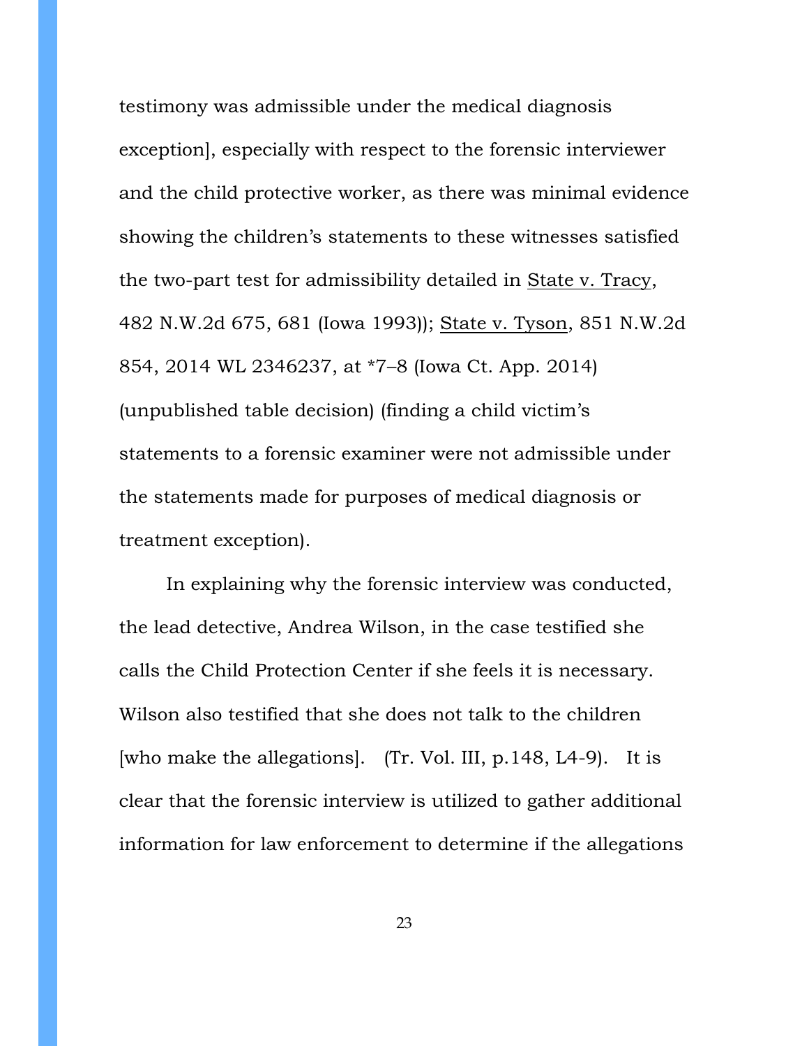testimony was admissible under the medical diagnosis exception], especially with respect to the forensic interviewer and the child protective worker, as there was minimal evidence showing the children's statements to these witnesses satisfied the two-part test for admissibility detailed in State v. Tracy, 482 N.W.2d 675, 681 (Iowa 1993)); State v. Tyson, 851 N.W.2d 854, 2014 WL 2346237, at *7–8 (Iowa Ct. App. 2014) (unpublished table decision) (finding a child victim's statements to a forensic examiner were not admissible under the statements made for purposes of medical diagnosis or treatment exception).

In explaining why the forensic interview was conducted, the lead detective, Andrea Wilson, in the case testified she calls the Child Protection Center if she feels it is necessary. Wilson also testified that she does not talk to the children [who make the allegations]. (Tr. Vol. III, p.148, L4-9). It is clear that the forensic interview is utilized to gather additional information for law enforcement to determine if the allegations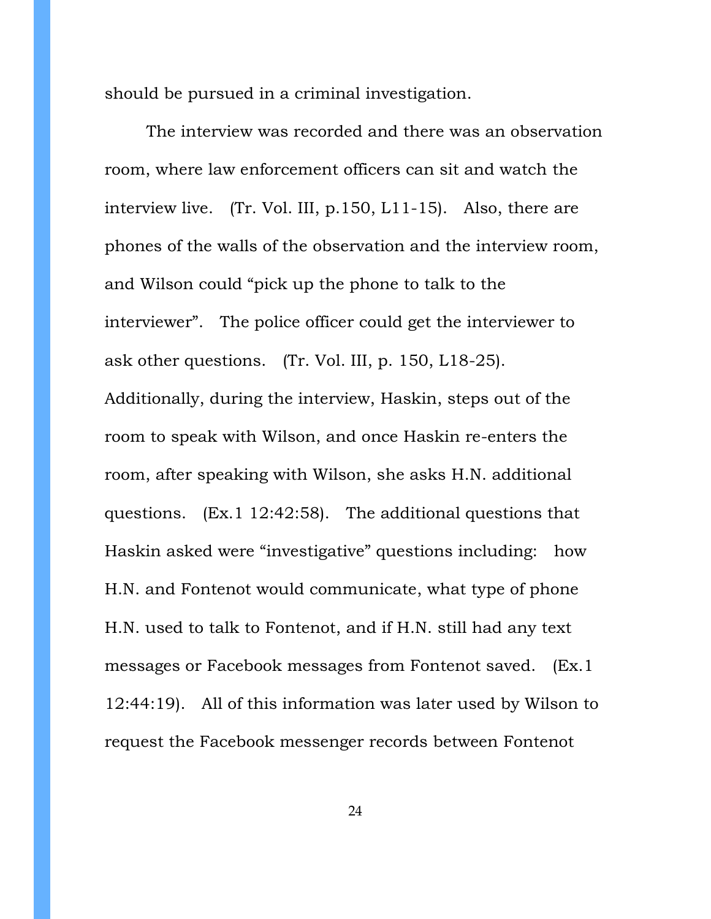should be pursued in a criminal investigation.

The interview was recorded and there was an observation room, where law enforcement officers can sit and watch the interview live. (Tr. Vol. III, p.150, L11-15). Also, there are phones of the walls of the observation and the interview room, and Wilson could "pick up the phone to talk to the interviewer". The police officer could get the interviewer to ask other questions. (Tr. Vol. III, p. 150, L18-25). Additionally, during the interview, Haskin, steps out of the room to speak with Wilson, and once Haskin re-enters the room, after speaking with Wilson, she asks H.N. additional questions. (Ex.1 12:42:58). The additional questions that Haskin asked were "investigative" questions including: how H.N. and Fontenot would communicate, what type of phone H.N. used to talk to Fontenot, and if H.N. still had any text messages or Facebook messages from Fontenot saved. (Ex.1 12:44:19). All of this information was later used by Wilson to request the Facebook messenger records between Fontenot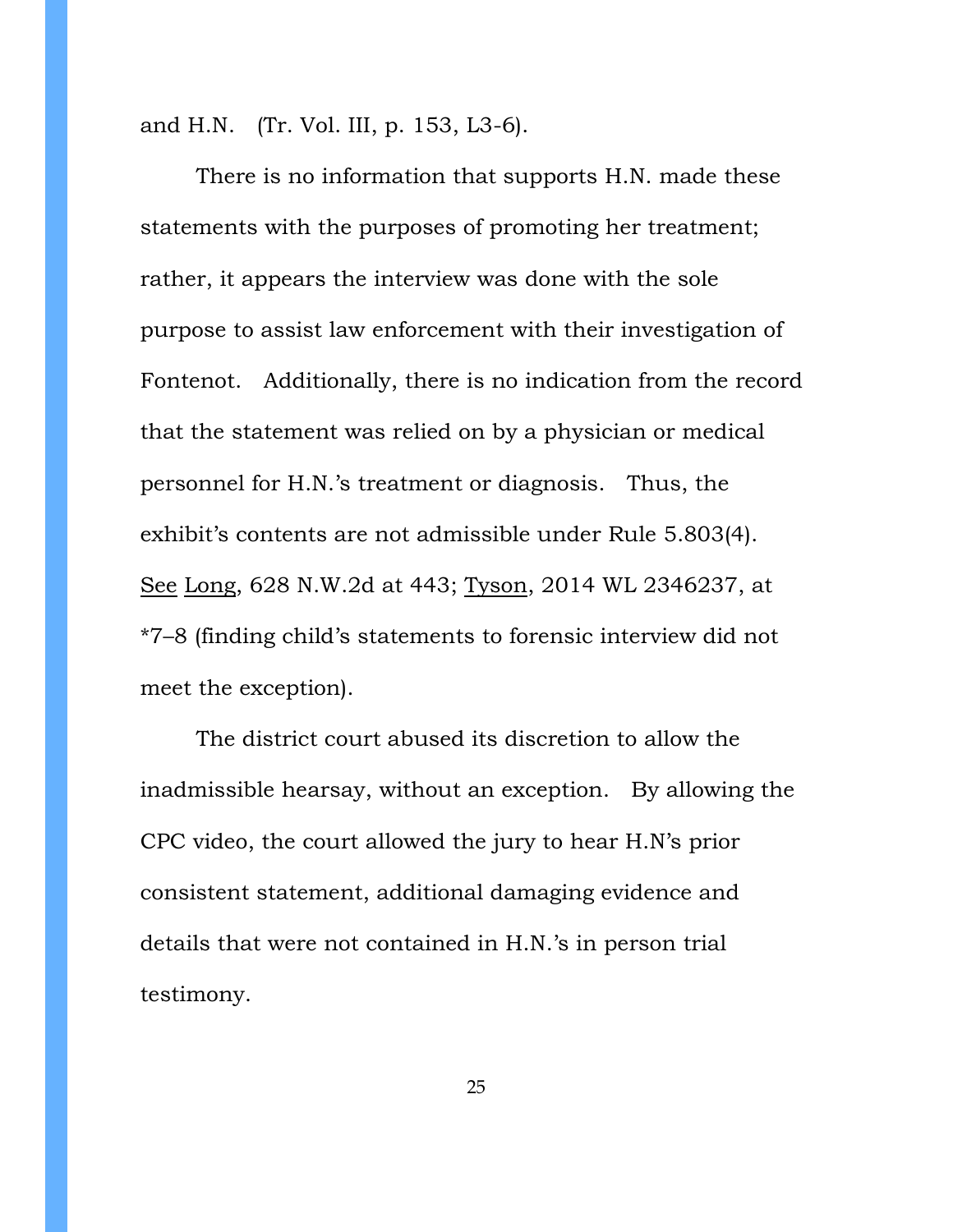and H.N. (Tr. Vol. III, p. 153, L3-6).

There is no information that supports H.N. made these statements with the purposes of promoting her treatment; rather, it appears the interview was done with the sole purpose to assist law enforcement with their investigation of Fontenot. Additionally, there is no indication from the record that the statement was relied on by a physician or medical personnel for H.N.'s treatment or diagnosis. Thus, the exhibit's contents are not admissible under Rule 5.803(4). See Long, 628 N.W.2d at 443; Tyson, 2014 WL 2346237, at *7–8 (finding child's statements to forensic interview did not meet the exception).

The district court abused its discretion to allow the inadmissible hearsay, without an exception. By allowing the CPC video, the court allowed the jury to hear H.N's prior consistent statement, additional damaging evidence and details that were not contained in H.N.'s in person trial testimony.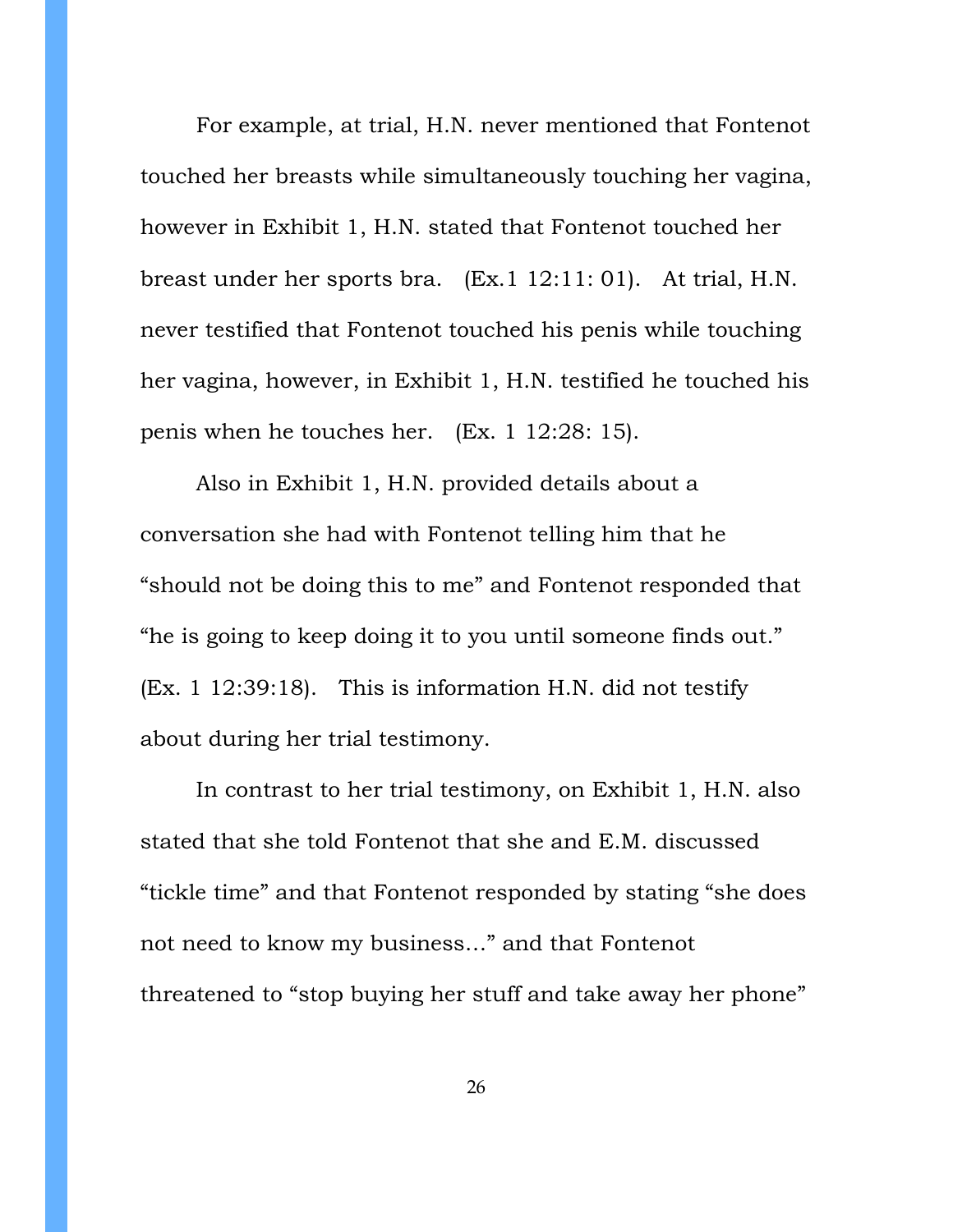For example, at trial, H.N. never mentioned that Fontenot touched her breasts while simultaneously touching her vagina, however in Exhibit 1, H.N. stated that Fontenot touched her breast under her sports bra. (Ex.1 12:11: 01). At trial, H.N. never testified that Fontenot touched his penis while touching her vagina, however, in Exhibit 1, H.N. testified he touched his penis when he touches her. (Ex. 1 12:28: 15).

Also in Exhibit 1, H.N. provided details about a conversation she had with Fontenot telling him that he "should not be doing this to me" and Fontenot responded that "he is going to keep doing it to you until someone finds out." (Ex. 1 12:39:18). This is information H.N. did not testify about during her trial testimony.

In contrast to her trial testimony, on Exhibit 1, H.N. also stated that she told Fontenot that she and E.M. discussed "tickle time" and that Fontenot responded by stating "she does not need to know my business…" and that Fontenot threatened to "stop buying her stuff and take away her phone"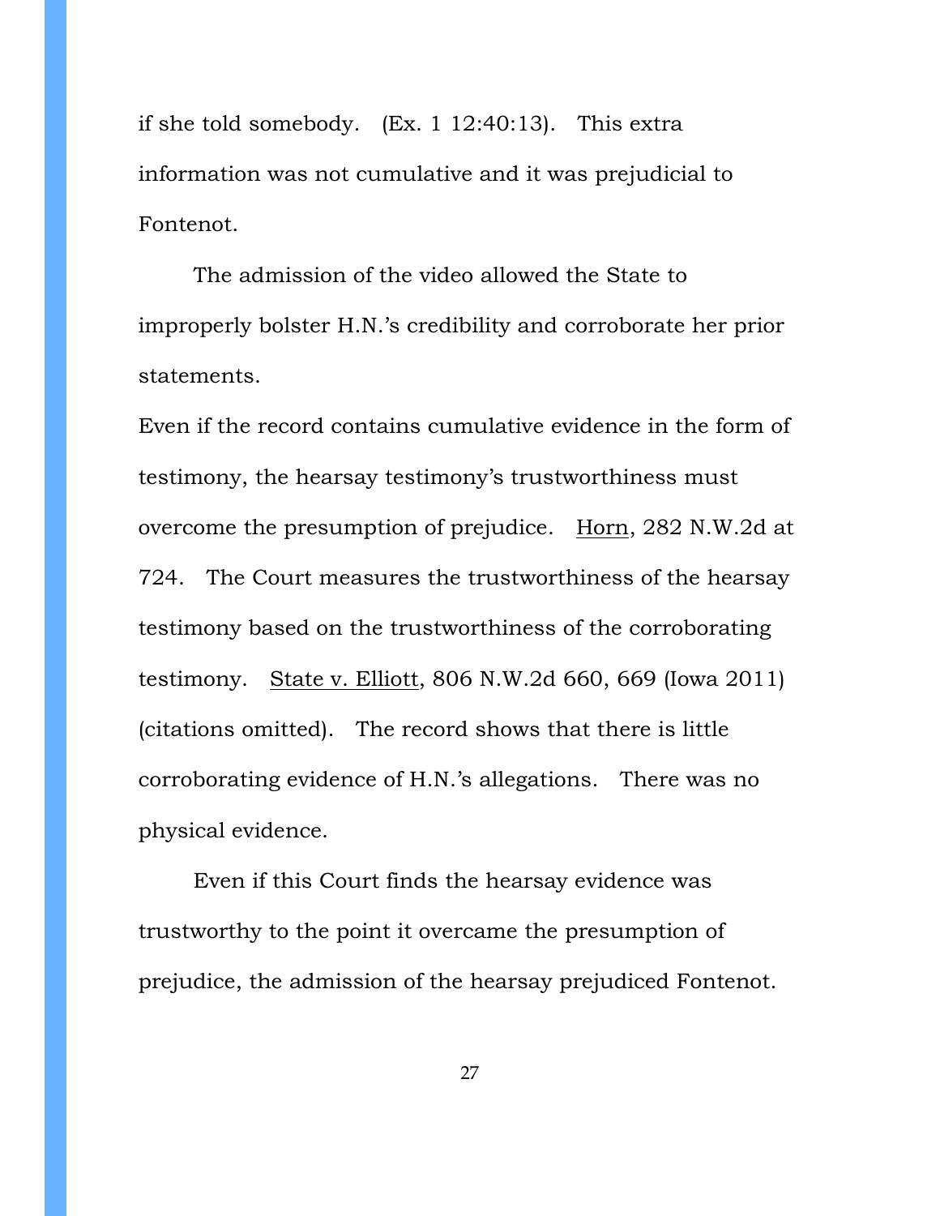if she told somebody. (Ex. 1 12:40:13). This extra information was not cumulative and it was prejudicial to Fontenot.

The admission of the video allowed the State to improperly bolster H.N.'s credibility and corroborate her prior statements.

Even if the record contains cumulative evidence in the form of testimony, the hearsay testimony's trustworthiness must overcome the presumption of prejudice. Horn, 282 N.W.2d at 724. The Court measures the trustworthiness of the hearsay testimony based on the trustworthiness of the corroborating testimony. State v. Elliott, 806 N.W.2d 660, 669 (Iowa 2011) (citations omitted). The record shows that there is little corroborating evidence of H.N.'s allegations. There was no physical evidence.

Even if this Court finds the hearsay evidence was trustworthy to the point it overcame the presumption of prejudice, the admission of the hearsay prejudiced Fontenot.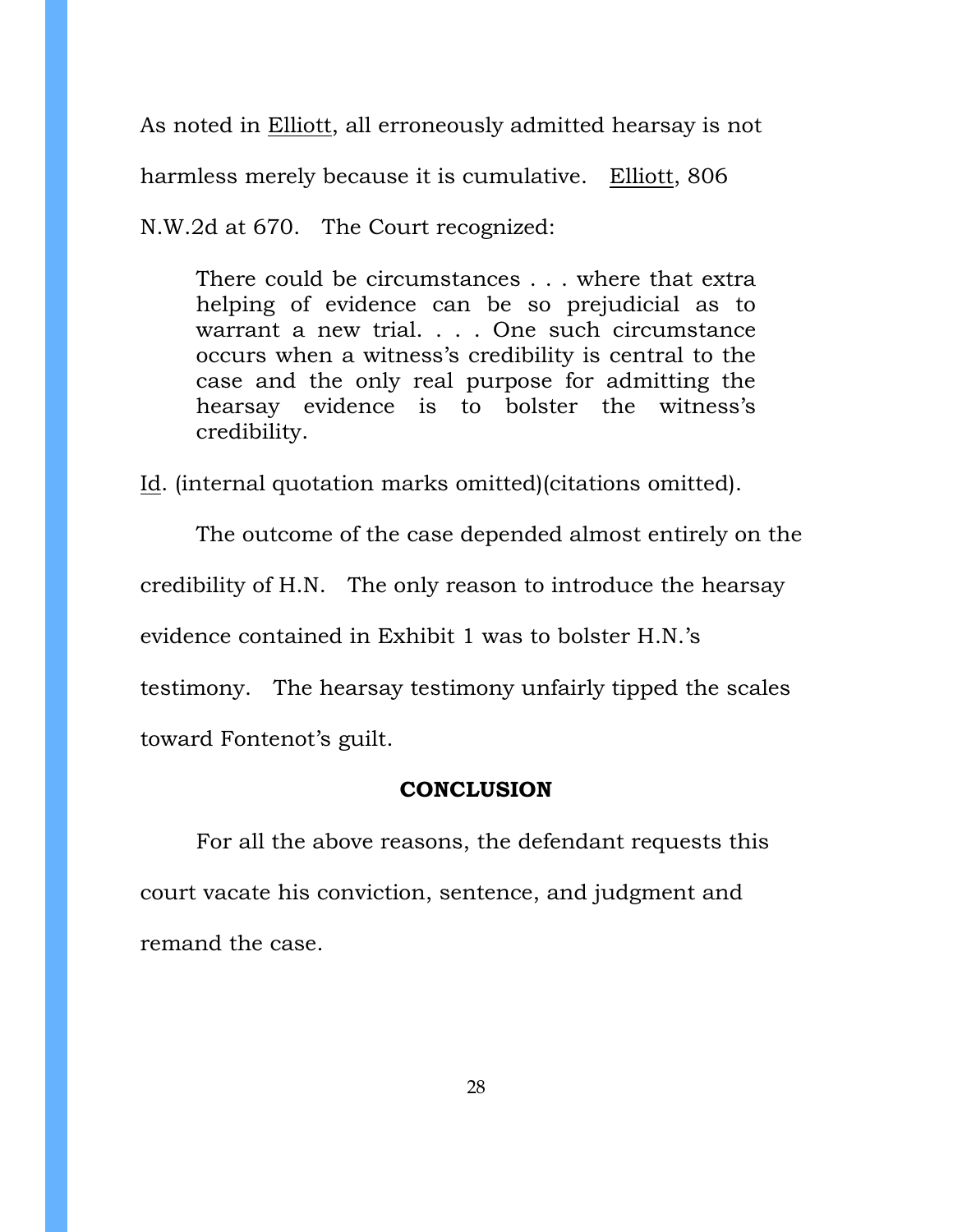As noted in Elliott, all erroneously admitted hearsay is not harmless merely because it is cumulative. Elliott, 806 N.W.2d at 670. The Court recognized:

> There could be circumstances . . . where that extra helping of evidence can be so prejudicial as to warrant a new trial. . . . One such circumstance occurs when a witness's credibility is central to the case and the only real purpose for admitting the hearsay evidence is to bolster the witness's credibility.

Id. (internal quotation marks omitted)(citations omitted).

The outcome of the case depended almost entirely on the credibility of H.N. The only reason to introduce the hearsay evidence contained in Exhibit 1 was to bolster H.N.'s testimony. The hearsay testimony unfairly tipped the scales toward Fontenot's guilt.

## CONCLUSION

For all the above reasons, the defendant requests this court vacate his conviction, sentence, and judgment and remand the case.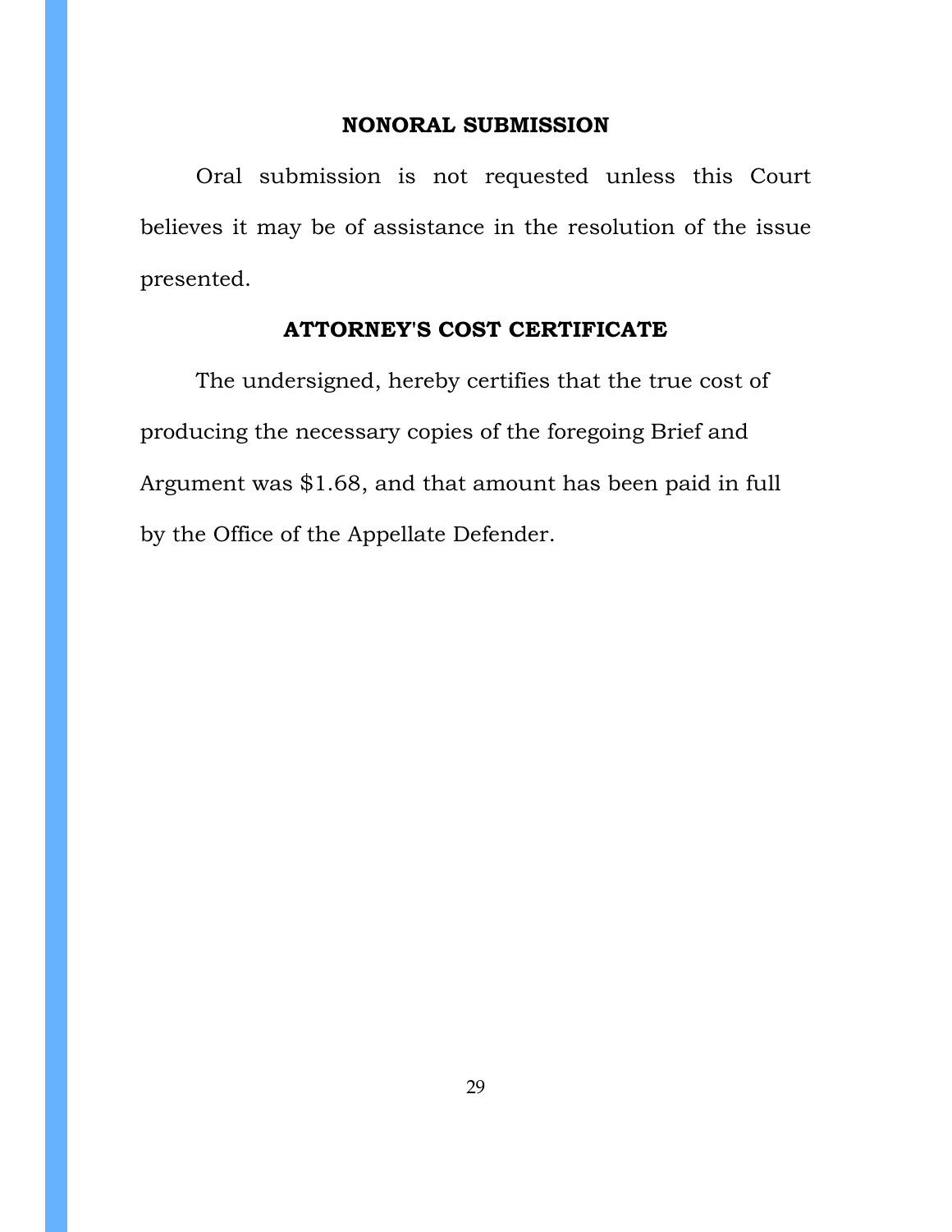## NONORAL SUBMISSION

Oral submission is not requested unless this Court believes it may be of assistance in the resolution of the issue presented.

## ATTORNEY'S COST CERTIFICATE

The undersigned, hereby certifies that the true cost of producing the necessary copies of the foregoing Brief and Argument was $1.68, and that amount has been paid in full by the Office of the Appellate Defender.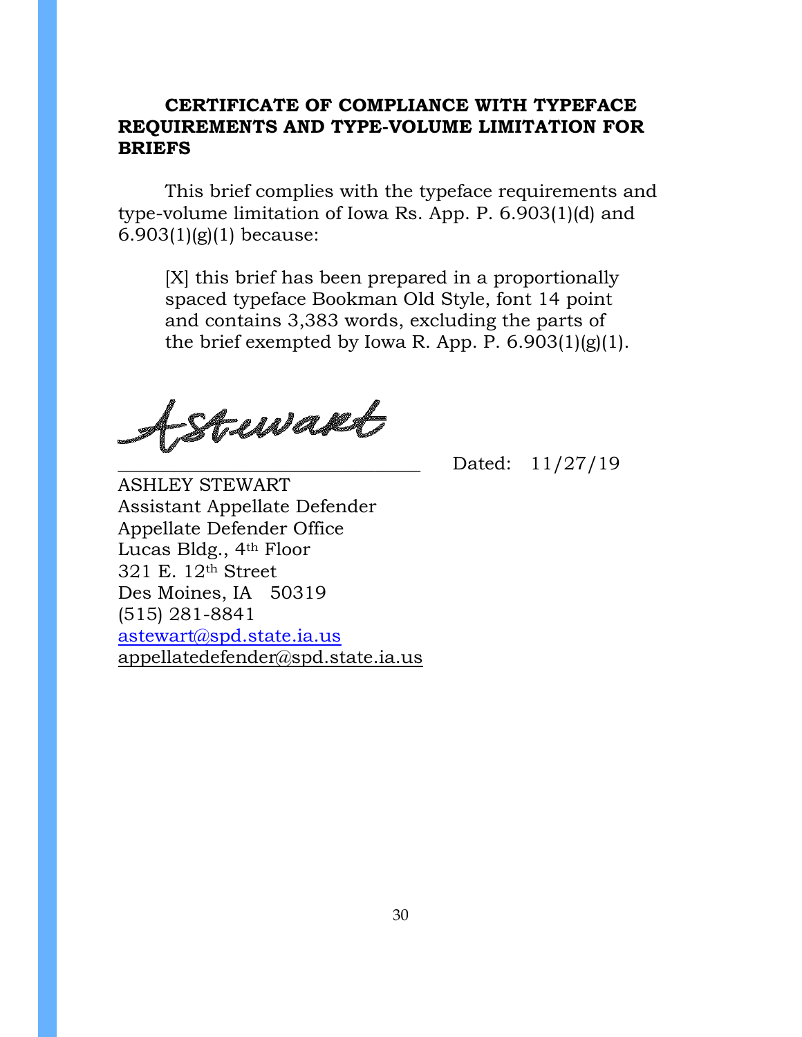**CERTIFICATE OF COMPLIANCE WITH TYPEFACE REQUIREMENTS AND TYPE-VOLUME LIMITATION FOR BRIEFS**

This brief complies with the typeface requirements and type-volume limitation of Iowa Rs. App. P. 6.903(1)(d) and 6.903(1)(g)(1) because:

[X] this brief has been prepared in a proportionally spaced typeface Bookman Old Style, font 14 point and contains 3,383 words, excluding the parts of the brief exempted by Iowa R. App. P. 6.903(1)(g)(1).

AStewart
\_\_\_\_\_\_\_\_\_\_\_\_\_\_\_\_\_\_\_\_\_\_\_\_\_\_\_\_\_\_ Dated: 11/27/19

ASHLEY STEWART
Assistant Appellate Defender
Appellate Defender Office
Lucas Bldg., 4th Floor
321 E. 12th Street
Des Moines, IA 50319
(515) 281-8841
astewart@spd.state.ia.us
appellatedefender@spd.state.ia.us